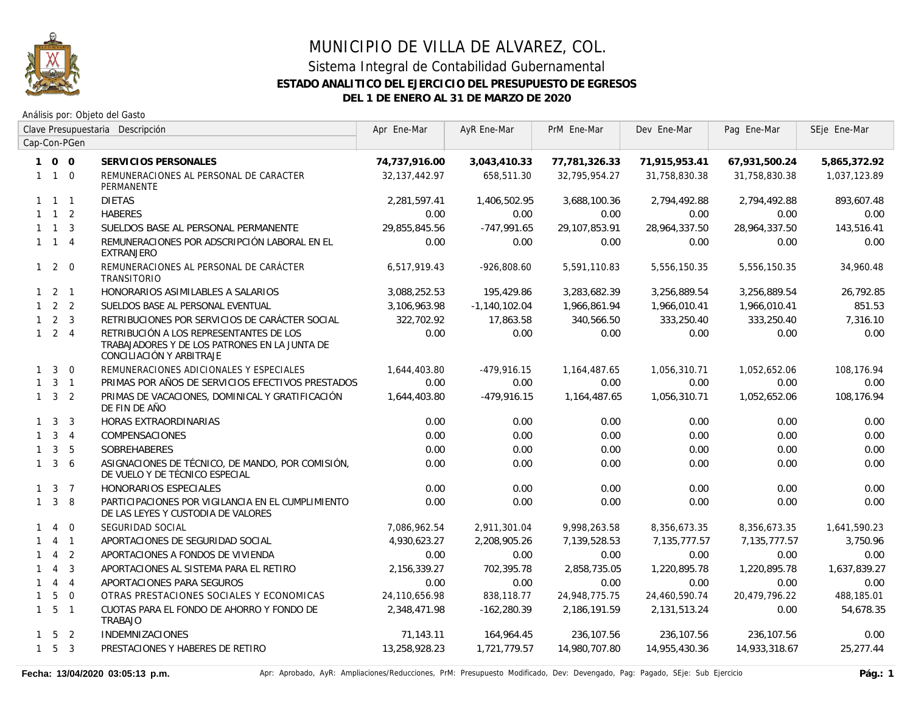# MUNICIPIO DE VILLA DE ALVAREZ, COL.

## Sistema Integral de Contabilidad Gubernamental

### ESTADO ANALITICO DEL EJERCICIO DEL PRESUPUESTO DE EGRESOS

### DEL 1 DE ENERO AL 31 DE MARZO DE 2020

Análisis por: Objeto del Gasto

| Clave Presupuestaria Cap-Con-PGen | Descripción | Apr Ene-Mar | AyR Ene-Mar | PrM Ene-Mar | Dev Ene-Mar | Pag Ene-Mar | SEje Ene-Mar |
|---|---|---|---|---|---|---|---|
| **1 0 0** | **SERVICIOS PERSONALES** | **74,737,916.00** | **3,043,410.33** | **77,781,326.33** | **71,915,953.41** | **67,931,500.24** | **5,865,372.92** |
| 1 1 0 | REMUNERACIONES AL PERSONAL DE CARACTER PERMANENTE | 32,137,442.97 | 658,511.30 | 32,795,954.27 | 31,758,830.38 | 31,758,830.38 | 1,037,123.89 |
| 1 1 1 | DIETAS | 2,281,597.41 | 1,406,502.95 | 3,688,100.36 | 2,794,492.88 | 2,794,492.88 | 893,607.48 |
| 1 1 2 | HABERES | 0.00 | 0.00 | 0.00 | 0.00 | 0.00 | 0.00 |
| 1 1 3 | SUELDOS BASE AL PERSONAL PERMANENTE | 29,855,845.56 | -747,991.65 | 29,107,853.91 | 28,964,337.50 | 28,964,337.50 | 143,516.41 |
| 1 1 4 | REMUNERACIONES POR ADSCRIPCIÓN LABORAL EN EL EXTRANJERO | 0.00 | 0.00 | 0.00 | 0.00 | 0.00 | 0.00 |
| 1 2 0 | REMUNERACIONES AL PERSONAL DE CARÁCTER TRANSITORIO | 6,517,919.43 | -926,808.60 | 5,591,110.83 | 5,556,150.35 | 5,556,150.35 | 34,960.48 |
| 1 2 1 | HONORARIOS ASIMILABLES A SALARIOS | 3,088,252.53 | 195,429.86 | 3,283,682.39 | 3,256,889.54 | 3,256,889.54 | 26,792.85 |
| 1 2 2 | SUELDOS BASE AL PERSONAL EVENTUAL | 3,106,963.98 | -1,140,102.04 | 1,966,861.94 | 1,966,010.41 | 1,966,010.41 | 851.53 |
| 1 2 3 | RETRIBUCIONES POR SERVICIOS DE CARÁCTER SOCIAL | 322,702.92 | 17,863.58 | 340,566.50 | 333,250.40 | 333,250.40 | 7,316.10 |
| 1 2 4 | RETRIBUCIÓN A LOS REPRESENTANTES DE LOS TRABAJADORES Y DE LOS PATRONES EN LA JUNTA DE CONCILIACIÓN Y ARBITRAJE | 0.00 | 0.00 | 0.00 | 0.00 | 0.00 | 0.00 |
| 1 3 0 | REMUNERACIONES ADICIONALES Y ESPECIALES | 1,644,403.80 | -479,916.15 | 1,164,487.65 | 1,056,310.71 | 1,052,652.06 | 108,176.94 |
| 1 3 1 | PRIMAS POR AÑOS DE SERVICIOS EFECTIVOS PRESTADOS | 0.00 | 0.00 | 0.00 | 0.00 | 0.00 | 0.00 |
| 1 3 2 | PRIMAS DE VACACIONES, DOMINICAL Y GRATIFICACIÓN DE FIN DE AÑO | 1,644,403.80 | -479,916.15 | 1,164,487.65 | 1,056,310.71 | 1,052,652.06 | 108,176.94 |
| 1 3 3 | HORAS EXTRAORDINARIAS | 0.00 | 0.00 | 0.00 | 0.00 | 0.00 | 0.00 |
| 1 3 4 | COMPENSACIONES | 0.00 | 0.00 | 0.00 | 0.00 | 0.00 | 0.00 |
| 1 3 5 | SOBREHABERES | 0.00 | 0.00 | 0.00 | 0.00 | 0.00 | 0.00 |
| 1 3 6 | ASIGNACIONES DE TÉCNICO, DE MANDO, POR COMISIÓN, DE VUELO Y DE TÉCNICO ESPECIAL | 0.00 | 0.00 | 0.00 | 0.00 | 0.00 | 0.00 |
| 1 3 7 | HONORARIOS ESPECIALES | 0.00 | 0.00 | 0.00 | 0.00 | 0.00 | 0.00 |
| 1 3 8 | PARTICIPACIONES POR VIGILANCIA EN EL CUMPLIMIENTO DE LAS LEYES Y CUSTODIA DE VALORES | 0.00 | 0.00 | 0.00 | 0.00 | 0.00 | 0.00 |
| 1 4 0 | SEGURIDAD SOCIAL | 7,086,962.54 | 2,911,301.04 | 9,998,263.58 | 8,356,673.35 | 8,356,673.35 | 1,641,590.23 |
| 1 4 1 | APORTACIONES DE SEGURIDAD SOCIAL | 4,930,623.27 | 2,208,905.26 | 7,139,528.53 | 7,135,777.57 | 7,135,777.57 | 3,750.96 |
| 1 4 2 | APORTACIONES A FONDOS DE VIVIENDA | 0.00 | 0.00 | 0.00 | 0.00 | 0.00 | 0.00 |
| 1 4 3 | APORTACIONES AL SISTEMA PARA EL RETIRO | 2,156,339.27 | 702,395.78 | 2,858,735.05 | 1,220,895.78 | 1,220,895.78 | 1,637,839.27 |
| 1 4 4 | APORTACIONES PARA SEGUROS | 0.00 | 0.00 | 0.00 | 0.00 | 0.00 | 0.00 |
| 1 5 0 | OTRAS PRESTACIONES SOCIALES Y ECONOMICAS | 24,110,656.98 | 838,118.77 | 24,948,775.75 | 24,460,590.74 | 20,479,796.22 | 488,185.01 |
| 1 5 1 | CUOTAS PARA EL FONDO DE AHORRO Y FONDO DE TRABAJO | 2,348,471.98 | -162,280.39 | 2,186,191.59 | 2,131,513.24 | 0.00 | 54,678.35 |
| 1 5 2 | INDEMNIZACIONES | 71,143.11 | 164,964.45 | 236,107.56 | 236,107.56 | 236,107.56 | 0.00 |
| 1 5 3 | PRESTACIONES Y HABERES DE RETIRO | 13,258,928.23 | 1,721,779.57 | 14,980,707.80 | 14,955,430.36 | 14,933,318.67 | 25,277.44 |

**Fecha: 13/04/2020 03:05:13 p.m.** Apr: Aprobado, AyR: Ampliaciones/Reducciones, PrM: Presupuesto Modificado, Dev: Devengado, Pag: Pagado, SEje: Sub Ejercicio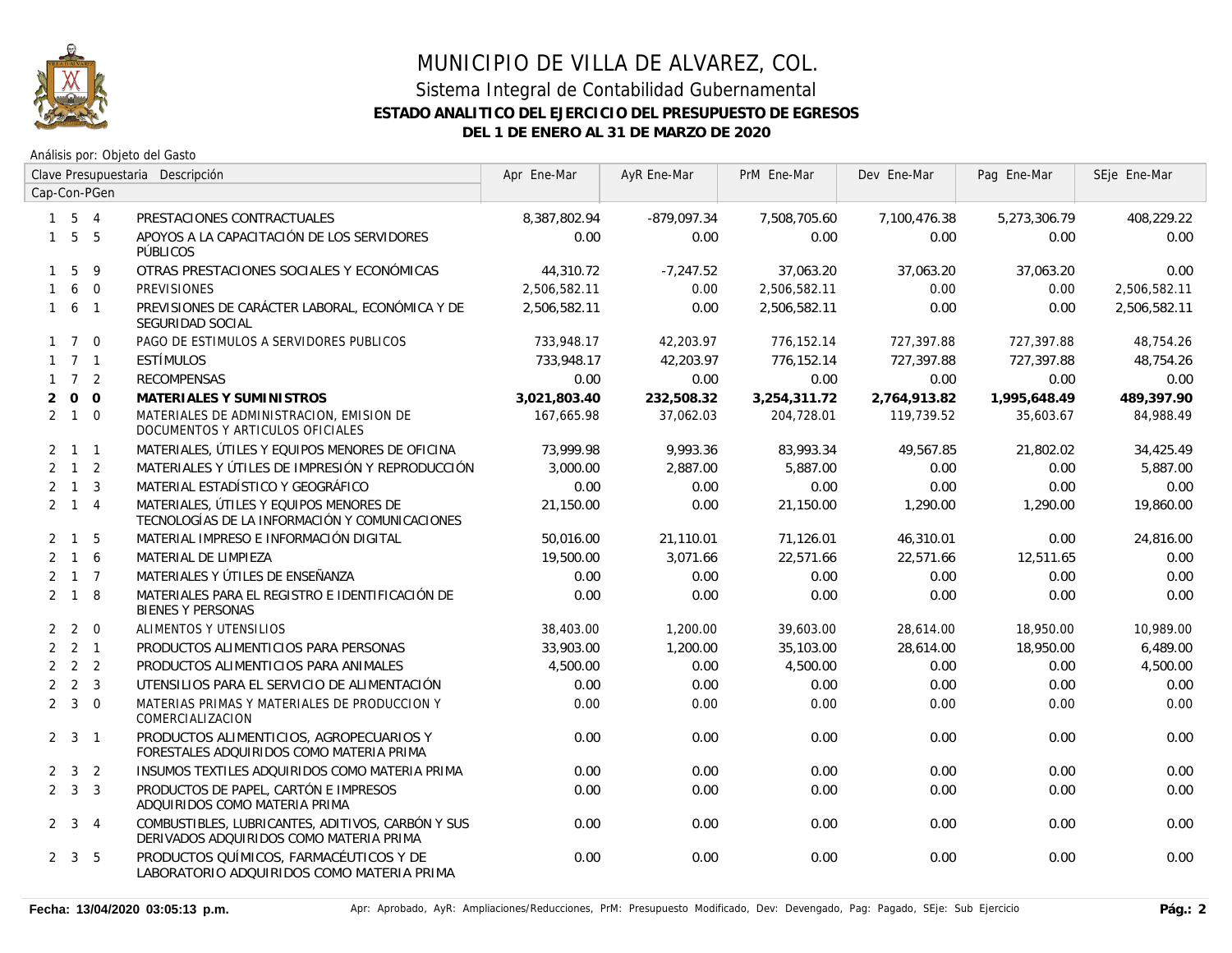# MUNICIPIO DE VILLA DE ALVAREZ, COL.

## Sistema Integral de Contabilidad Gubernamental

### ESTADO ANALITICO DEL EJERCICIO DEL PRESUPUESTO DE EGRESOS

### DEL 1 DE ENERO AL 31 DE MARZO DE 2020

Análisis por: Objeto del Gasto

| Clave Presupuestaria Cap-Con-PGen | Descripción | Apr Ene-Mar | AyR Ene-Mar | PrM Ene-Mar | Dev Ene-Mar | Pag Ene-Mar | SEje Ene-Mar |
|---|---|---|---|---|---|---|---|
| 1 5 4 | PRESTACIONES CONTRACTUALES | 8,387,802.94 | -879,097.34 | 7,508,705.60 | 7,100,476.38 | 5,273,306.79 | 408,229.22 |
| 1 5 5 | APOYOS A LA CAPACITACIÓN DE LOS SERVIDORES PÚBLICOS | 0.00 | 0.00 | 0.00 | 0.00 | 0.00 | 0.00 |
| 1 5 9 | OTRAS PRESTACIONES SOCIALES Y ECONÓMICAS | 44,310.72 | -7,247.52 | 37,063.20 | 37,063.20 | 37,063.20 | 0.00 |
| 1 6 0 | PREVISIONES | 2,506,582.11 | 0.00 | 2,506,582.11 | 0.00 | 0.00 | 2,506,582.11 |
| 1 6 1 | PREVISIONES DE CARÁCTER LABORAL, ECONÓMICA Y DE SEGURIDAD SOCIAL | 2,506,582.11 | 0.00 | 2,506,582.11 | 0.00 | 0.00 | 2,506,582.11 |
| 1 7 0 | PAGO DE ESTIMULOS A SERVIDORES PUBLICOS | 733,948.17 | 42,203.97 | 776,152.14 | 727,397.88 | 727,397.88 | 48,754.26 |
| 1 7 1 | ESTÍMULOS | 733,948.17 | 42,203.97 | 776,152.14 | 727,397.88 | 727,397.88 | 48,754.26 |
| 1 7 2 | RECOMPENSAS | 0.00 | 0.00 | 0.00 | 0.00 | 0.00 | 0.00 |
| **2 0 0** | **MATERIALES Y SUMINISTROS** | **3,021,803.40** | **232,508.32** | **3,254,311.72** | **2,764,913.82** | **1,995,648.49** | **489,397.90** |
| 2 1 0 | MATERIALES DE ADMINISTRACION, EMISION DE DOCUMENTOS Y ARTICULOS OFICIALES | 167,665.98 | 37,062.03 | 204,728.01 | 119,739.52 | 35,603.67 | 84,988.49 |
| 2 1 1 | MATERIALES, ÚTILES Y EQUIPOS MENORES DE OFICINA | 73,999.98 | 9,993.36 | 83,993.34 | 49,567.85 | 21,802.02 | 34,425.49 |
| 2 1 2 | MATERIALES Y ÚTILES DE IMPRESIÓN Y REPRODUCCIÓN | 3,000.00 | 2,887.00 | 5,887.00 | 0.00 | 0.00 | 5,887.00 |
| 2 1 3 | MATERIAL ESTADÍSTICO Y GEOGRÁFICO | 0.00 | 0.00 | 0.00 | 0.00 | 0.00 | 0.00 |
| 2 1 4 | MATERIALES, ÚTILES Y EQUIPOS MENORES DE TECNOLOGÍAS DE LA INFORMACIÓN Y COMUNICACIONES | 21,150.00 | 0.00 | 21,150.00 | 1,290.00 | 1,290.00 | 19,860.00 |
| 2 1 5 | MATERIAL IMPRESO E INFORMACIÓN DIGITAL | 50,016.00 | 21,110.01 | 71,126.01 | 46,310.01 | 0.00 | 24,816.00 |
| 2 1 6 | MATERIAL DE LIMPIEZA | 19,500.00 | 3,071.66 | 22,571.66 | 22,571.66 | 12,511.65 | 0.00 |
| 2 1 7 | MATERIALES Y ÚTILES DE ENSEÑANZA | 0.00 | 0.00 | 0.00 | 0.00 | 0.00 | 0.00 |
| 2 1 8 | MATERIALES PARA EL REGISTRO E IDENTIFICACIÓN DE BIENES Y PERSONAS | 0.00 | 0.00 | 0.00 | 0.00 | 0.00 | 0.00 |
| 2 2 0 | ALIMENTOS Y UTENSILIOS | 38,403.00 | 1,200.00 | 39,603.00 | 28,614.00 | 18,950.00 | 10,989.00 |
| 2 2 1 | PRODUCTOS ALIMENTICIOS PARA PERSONAS | 33,903.00 | 1,200.00 | 35,103.00 | 28,614.00 | 18,950.00 | 6,489.00 |
| 2 2 2 | PRODUCTOS ALIMENTICIOS PARA ANIMALES | 4,500.00 | 0.00 | 4,500.00 | 0.00 | 0.00 | 4,500.00 |
| 2 2 3 | UTENSILIOS PARA EL SERVICIO DE ALIMENTACIÓN | 0.00 | 0.00 | 0.00 | 0.00 | 0.00 | 0.00 |
| 2 3 0 | MATERIAS PRIMAS Y MATERIALES DE PRODUCCION Y COMERCIALIZACION | 0.00 | 0.00 | 0.00 | 0.00 | 0.00 | 0.00 |
| 2 3 1 | PRODUCTOS ALIMENTICIOS, AGROPECUARIOS Y FORESTALES ADQUIRIDOS COMO MATERIA PRIMA | 0.00 | 0.00 | 0.00 | 0.00 | 0.00 | 0.00 |
| 2 3 2 | INSUMOS TEXTILES ADQUIRIDOS COMO MATERIA PRIMA | 0.00 | 0.00 | 0.00 | 0.00 | 0.00 | 0.00 |
| 2 3 3 | PRODUCTOS DE PAPEL, CARTÓN E IMPRESOS ADQUIRIDOS COMO MATERIA PRIMA | 0.00 | 0.00 | 0.00 | 0.00 | 0.00 | 0.00 |
| 2 3 4 | COMBUSTIBLES, LUBRICANTES, ADITIVOS, CARBÓN Y SUS DERIVADOS ADQUIRIDOS COMO MATERIA PRIMA | 0.00 | 0.00 | 0.00 | 0.00 | 0.00 | 0.00 |
| 2 3 5 | PRODUCTOS QUÍMICOS, FARMACÉUTICOS Y DE LABORATORIO ADQUIRIDOS COMO MATERIA PRIMA | 0.00 | 0.00 | 0.00 | 0.00 | 0.00 | 0.00 |

Fecha: 13/04/2020 03:05:13 p.m.

Apr: Aprobado, AyR: Ampliaciones/Reducciones, PrM: Presupuesto Modificado, Dev: Devengado, Pag: Pagado, SEje: Sub Ejercicio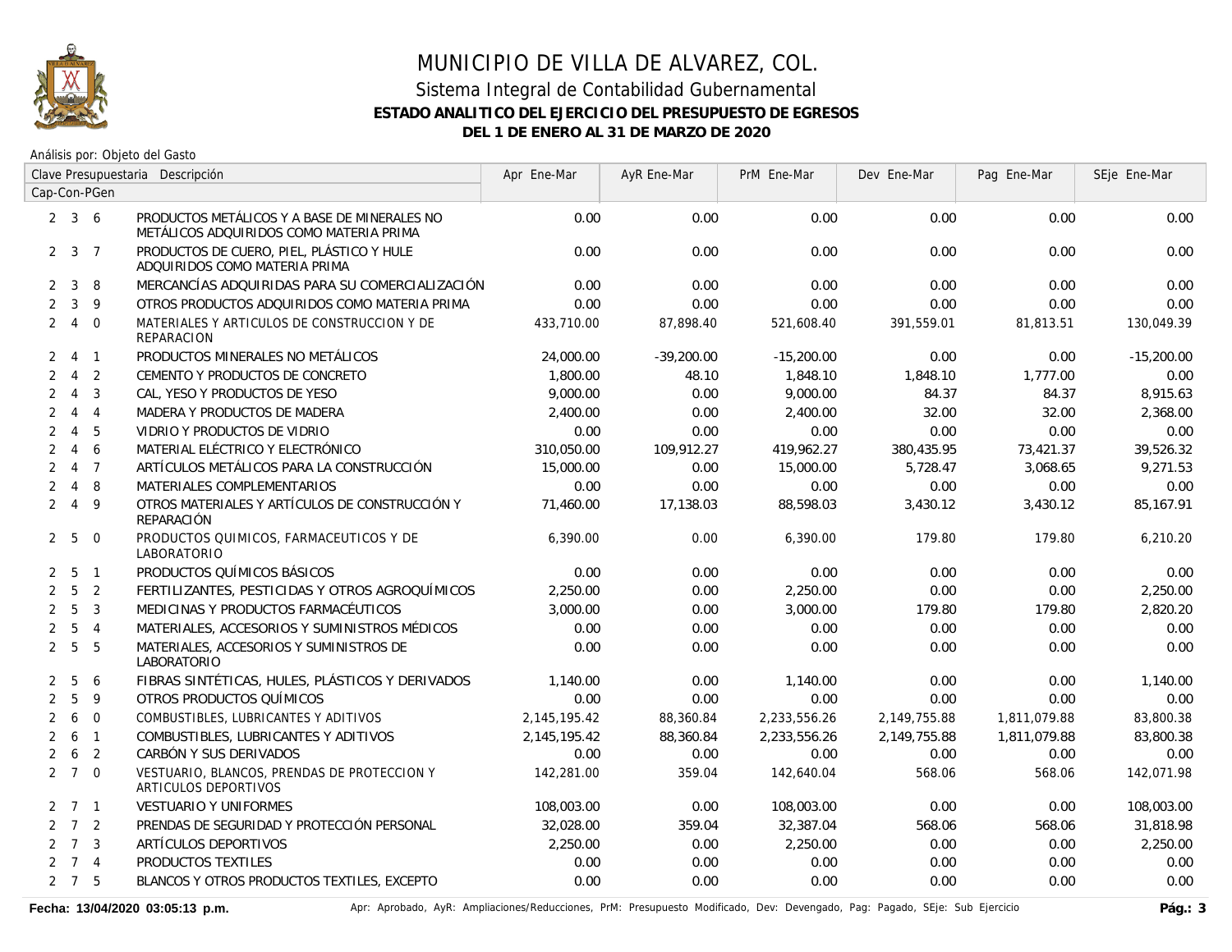# MUNICIPIO DE VILLA DE ALVAREZ, COL.

## Sistema Integral de Contabilidad Gubernamental

**ESTADO ANALITICO DEL EJERCICIO DEL PRESUPUESTO DE EGRESOS**

**DEL 1 DE ENERO AL 31 DE MARZO DE 2020**

Análisis por: Objeto del Gasto

| Clave Presupuestaria Cap-Con-PGen | Descripción | Apr Ene-Mar | AyR Ene-Mar | PrM Ene-Mar | Dev Ene-Mar | Pag Ene-Mar | SEje Ene-Mar |
|---|---|---|---|---|---|---|---|
| 2 3 6 | PRODUCTOS METÁLICOS Y A BASE DE MINERALES NO METÁLICOS ADQUIRIDOS COMO MATERIA PRIMA | 0.00 | 0.00 | 0.00 | 0.00 | 0.00 | 0.00 |
| 2 3 7 | PRODUCTOS DE CUERO, PIEL, PLÁSTICO Y HULE ADQUIRIDOS COMO MATERIA PRIMA | 0.00 | 0.00 | 0.00 | 0.00 | 0.00 | 0.00 |
| 2 3 8 | MERCANCÍAS ADQUIRIDAS PARA SU COMERCIALIZACIÓN | 0.00 | 0.00 | 0.00 | 0.00 | 0.00 | 0.00 |
| 2 3 9 | OTROS PRODUCTOS ADQUIRIDOS COMO MATERIA PRIMA | 0.00 | 0.00 | 0.00 | 0.00 | 0.00 | 0.00 |
| 2 4 0 | MATERIALES Y ARTICULOS DE CONSTRUCCION Y DE REPARACION | 433,710.00 | 87,898.40 | 521,608.40 | 391,559.01 | 81,813.51 | 130,049.39 |
| 2 4 1 | PRODUCTOS MINERALES NO METÁLICOS | 24,000.00 | -39,200.00 | -15,200.00 | 0.00 | 0.00 | -15,200.00 |
| 2 4 2 | CEMENTO Y PRODUCTOS DE CONCRETO | 1,800.00 | 48.10 | 1,848.10 | 1,848.10 | 1,777.00 | 0.00 |
| 2 4 3 | CAL, YESO Y PRODUCTOS DE YESO | 9,000.00 | 0.00 | 9,000.00 | 84.37 | 84.37 | 8,915.63 |
| 2 4 4 | MADERA Y PRODUCTOS DE MADERA | 2,400.00 | 0.00 | 2,400.00 | 32.00 | 32.00 | 2,368.00 |
| 2 4 5 | VIDRIO Y PRODUCTOS DE VIDRIO | 0.00 | 0.00 | 0.00 | 0.00 | 0.00 | 0.00 |
| 2 4 6 | MATERIAL ELÉCTRICO Y ELECTRÓNICO | 310,050.00 | 109,912.27 | 419,962.27 | 380,435.95 | 73,421.37 | 39,526.32 |
| 2 4 7 | ARTÍCULOS METÁLICOS PARA LA CONSTRUCCIÓN | 15,000.00 | 0.00 | 15,000.00 | 5,728.47 | 3,068.65 | 9,271.53 |
| 2 4 8 | MATERIALES COMPLEMENTARIOS | 0.00 | 0.00 | 0.00 | 0.00 | 0.00 | 0.00 |
| 2 4 9 | OTROS MATERIALES Y ARTÍCULOS DE CONSTRUCCIÓN Y REPARACIÓN | 71,460.00 | 17,138.03 | 88,598.03 | 3,430.12 | 3,430.12 | 85,167.91 |
| 2 5 0 | PRODUCTOS QUIMICOS, FARMACEUTICOS Y DE LABORATORIO | 6,390.00 | 0.00 | 6,390.00 | 179.80 | 179.80 | 6,210.20 |
| 2 5 1 | PRODUCTOS QUÍMICOS BÁSICOS | 0.00 | 0.00 | 0.00 | 0.00 | 0.00 | 0.00 |
| 2 5 2 | FERTILIZANTES, PESTICIDAS Y OTROS AGROQUÍMICOS | 2,250.00 | 0.00 | 2,250.00 | 0.00 | 0.00 | 2,250.00 |
| 2 5 3 | MEDICINAS Y PRODUCTOS FARMACÉUTICOS | 3,000.00 | 0.00 | 3,000.00 | 179.80 | 179.80 | 2,820.20 |
| 2 5 4 | MATERIALES, ACCESORIOS Y SUMINISTROS MÉDICOS | 0.00 | 0.00 | 0.00 | 0.00 | 0.00 | 0.00 |
| 2 5 5 | MATERIALES, ACCESORIOS Y SUMINISTROS DE LABORATORIO | 0.00 | 0.00 | 0.00 | 0.00 | 0.00 | 0.00 |
| 2 5 6 | FIBRAS SINTÉTICAS, HULES, PLÁSTICOS Y DERIVADOS | 1,140.00 | 0.00 | 1,140.00 | 0.00 | 0.00 | 1,140.00 |
| 2 5 9 | OTROS PRODUCTOS QUÍMICOS | 0.00 | 0.00 | 0.00 | 0.00 | 0.00 | 0.00 |
| 2 6 0 | COMBUSTIBLES, LUBRICANTES Y ADITIVOS | 2,145,195.42 | 88,360.84 | 2,233,556.26 | 2,149,755.88 | 1,811,079.88 | 83,800.38 |
| 2 6 1 | COMBUSTIBLES, LUBRICANTES Y ADITIVOS | 2,145,195.42 | 88,360.84 | 2,233,556.26 | 2,149,755.88 | 1,811,079.88 | 83,800.38 |
| 2 6 2 | CARBÓN Y SUS DERIVADOS | 0.00 | 0.00 | 0.00 | 0.00 | 0.00 | 0.00 |
| 2 7 0 | VESTUARIO, BLANCOS, PRENDAS DE PROTECCION Y ARTICULOS DEPORTIVOS | 142,281.00 | 359.04 | 142,640.04 | 568.06 | 568.06 | 142,071.98 |
| 2 7 1 | VESTUARIO Y UNIFORMES | 108,003.00 | 0.00 | 108,003.00 | 0.00 | 0.00 | 108,003.00 |
| 2 7 2 | PRENDAS DE SEGURIDAD Y PROTECCIÓN PERSONAL | 32,028.00 | 359.04 | 32,387.04 | 568.06 | 568.06 | 31,818.98 |
| 2 7 3 | ARTÍCULOS DEPORTIVOS | 2,250.00 | 0.00 | 2,250.00 | 0.00 | 0.00 | 2,250.00 |
| 2 7 4 | PRODUCTOS TEXTILES | 0.00 | 0.00 | 0.00 | 0.00 | 0.00 | 0.00 |
| 2 7 5 | BLANCOS Y OTROS PRODUCTOS TEXTILES, EXCEPTO | 0.00 | 0.00 | 0.00 | 0.00 | 0.00 | 0.00 |

**Fecha: 13/04/2020 03:05:13 p.m.** Apr: Aprobado, AyR: Ampliaciones/Reducciones, PrM: Presupuesto Modificado, Dev: Devengado, Pag: Pagado, SEje: Sub Ejercicio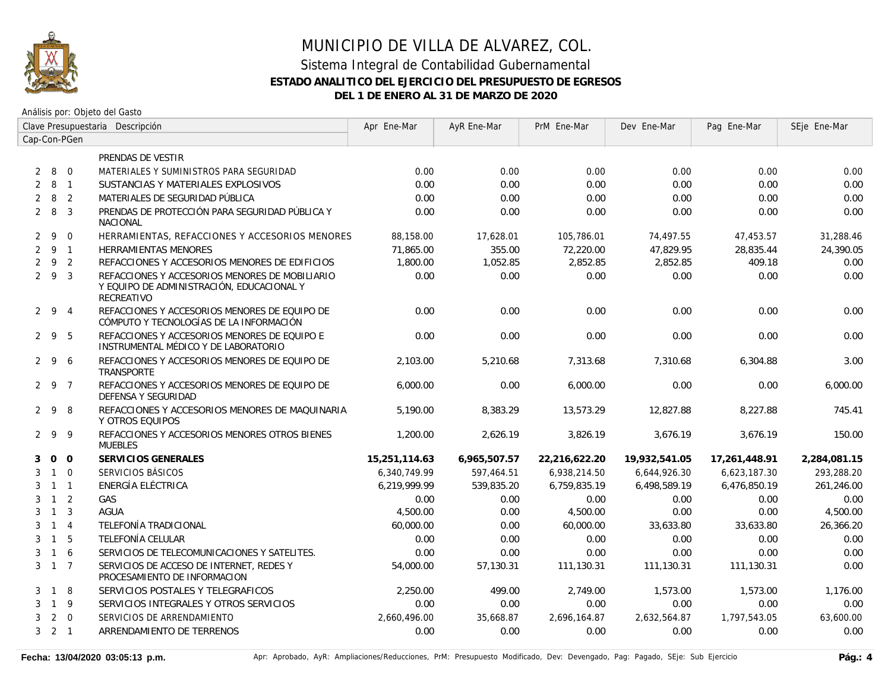# MUNICIPIO DE VILLA DE ALVAREZ, COL.

## Sistema Integral de Contabilidad Gubernamental

**ESTADO ANALITICO DEL EJERCICIO DEL PRESUPUESTO DE EGRESOS**

**DEL 1 DE ENERO AL 31 DE MARZO DE 2020**

Análisis por: Objeto del Gasto

| Clave Presupuestaria Cap-Con-PGen | Descripción | Apr Ene-Mar | AyR Ene-Mar | PrM Ene-Mar | Dev Ene-Mar | Pag Ene-Mar | SEje Ene-Mar |
|---|---|---|---|---|---|---|---|
| | PRENDAS DE VESTIR | | | | | | |
| 2 8 0 | MATERIALES Y SUMINISTROS PARA SEGURIDAD | 0.00 | 0.00 | 0.00 | 0.00 | 0.00 | 0.00 |
| 2 8 1 | SUSTANCIAS Y MATERIALES EXPLOSIVOS | 0.00 | 0.00 | 0.00 | 0.00 | 0.00 | 0.00 |
| 2 8 2 | MATERIALES DE SEGURIDAD PÚBLICA | 0.00 | 0.00 | 0.00 | 0.00 | 0.00 | 0.00 |
| 2 8 3 | PRENDAS DE PROTECCIÓN PARA SEGURIDAD PÚBLICA Y NACIONAL | 0.00 | 0.00 | 0.00 | 0.00 | 0.00 | 0.00 |
| 2 9 0 | HERRAMIENTAS, REFACCIONES Y ACCESORIOS MENORES | 88,158.00 | 17,628.01 | 105,786.01 | 74,497.55 | 47,453.57 | 31,288.46 |
| 2 9 1 | HERRAMIENTAS MENORES | 71,865.00 | 355.00 | 72,220.00 | 47,829.95 | 28,835.44 | 24,390.05 |
| 2 9 2 | REFACCIONES Y ACCESORIOS MENORES DE EDIFICIOS | 1,800.00 | 1,052.85 | 2,852.85 | 2,852.85 | 409.18 | 0.00 |
| 2 9 3 | REFACCIONES Y ACCESORIOS MENORES DE MOBILIARIO Y EQUIPO DE ADMINISTRACIÓN, EDUCACIONAL Y RECREATIVO | 0.00 | 0.00 | 0.00 | 0.00 | 0.00 | 0.00 |
| 2 9 4 | REFACCIONES Y ACCESORIOS MENORES DE EQUIPO DE CÓMPUTO Y TECNOLOGÍAS DE LA INFORMACIÓN | 0.00 | 0.00 | 0.00 | 0.00 | 0.00 | 0.00 |
| 2 9 5 | REFACCIONES Y ACCESORIOS MENORES DE EQUIPO E INSTRUMENTAL MÉDICO Y DE LABORATORIO | 0.00 | 0.00 | 0.00 | 0.00 | 0.00 | 0.00 |
| 2 9 6 | REFACCIONES Y ACCESORIOS MENORES DE EQUIPO DE TRANSPORTE | 2,103.00 | 5,210.68 | 7,313.68 | 7,310.68 | 6,304.88 | 3.00 |
| 2 9 7 | REFACCIONES Y ACCESORIOS MENORES DE EQUIPO DE DEFENSA Y SEGURIDAD | 6,000.00 | 0.00 | 6,000.00 | 0.00 | 0.00 | 6,000.00 |
| 2 9 8 | REFACCIONES Y ACCESORIOS MENORES DE MAQUINARIA Y OTROS EQUIPOS | 5,190.00 | 8,383.29 | 13,573.29 | 12,827.88 | 8,227.88 | 745.41 |
| 2 9 9 | REFACCIONES Y ACCESORIOS MENORES OTROS BIENES MUEBLES | 1,200.00 | 2,626.19 | 3,826.19 | 3,676.19 | 3,676.19 | 150.00 |
| **3 0 0** | **SERVICIOS GENERALES** | **15,251,114.63** | **6,965,507.57** | **22,216,622.20** | **19,932,541.05** | **17,261,448.91** | **2,284,081.15** |
| 3 1 0 | SERVICIOS BÁSICOS | 6,340,749.99 | 597,464.51 | 6,938,214.50 | 6,644,926.30 | 6,623,187.30 | 293,288.20 |
| 3 1 1 | ENERGÍA ELÉCTRICA | 6,219,999.99 | 539,835.20 | 6,759,835.19 | 6,498,589.19 | 6,476,850.19 | 261,246.00 |
| 3 1 2 | GAS | 0.00 | 0.00 | 0.00 | 0.00 | 0.00 | 0.00 |
| 3 1 3 | AGUA | 4,500.00 | 0.00 | 4,500.00 | 0.00 | 0.00 | 4,500.00 |
| 3 1 4 | TELEFONÍA TRADICIONAL | 60,000.00 | 0.00 | 60,000.00 | 33,633.80 | 33,633.80 | 26,366.20 |
| 3 1 5 | TELEFONÍA CELULAR | 0.00 | 0.00 | 0.00 | 0.00 | 0.00 | 0.00 |
| 3 1 6 | SERVICIOS DE TELECOMUNICACIONES Y SATELITES. | 0.00 | 0.00 | 0.00 | 0.00 | 0.00 | 0.00 |
| 3 1 7 | SERVICIOS DE ACCESO DE INTERNET, REDES Y PROCESAMIENTO DE INFORMACION | 54,000.00 | 57,130.31 | 111,130.31 | 111,130.31 | 111,130.31 | 0.00 |
| 3 1 8 | SERVICIOS POSTALES Y TELEGRAFICOS | 2,250.00 | 499.00 | 2,749.00 | 1,573.00 | 1,573.00 | 1,176.00 |
| 3 1 9 | SERVICIOS INTEGRALES Y OTROS SERVICIOS | 0.00 | 0.00 | 0.00 | 0.00 | 0.00 | 0.00 |
| 3 2 0 | SERVICIOS DE ARRENDAMIENTO | 2,660,496.00 | 35,668.87 | 2,696,164.87 | 2,632,564.87 | 1,797,543.05 | 63,600.00 |
| 3 2 1 | ARRENDAMIENTO DE TERRENOS | 0.00 | 0.00 | 0.00 | 0.00 | 0.00 | 0.00 |

Fecha: 13/04/2020 03:05:13 p.m. — Apr: Aprobado, AyR: Ampliaciones/Reducciones, PrM: Presupuesto Modificado, Dev: Devengado, Pag: Pagado, SEje: Sub Ejercicio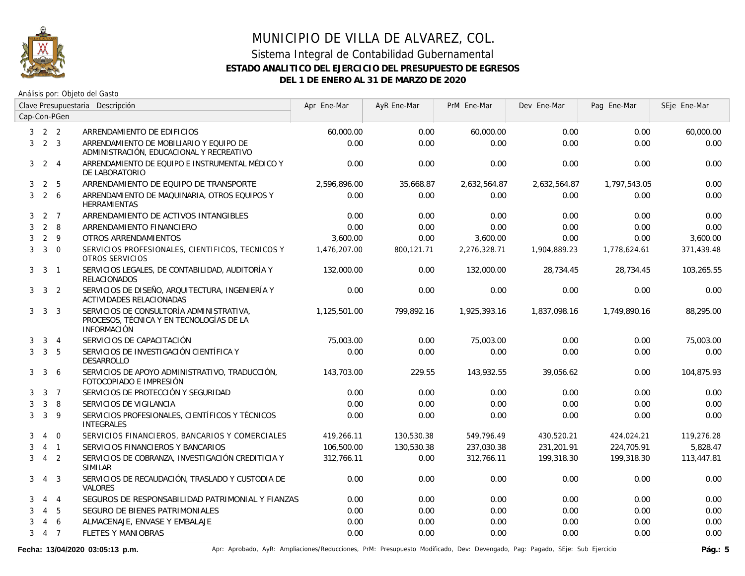# MUNICIPIO DE VILLA DE ALVAREZ, COL.

## Sistema Integral de Contabilidad Gubernamental

### ESTADO ANALITICO DEL EJERCICIO DEL PRESUPUESTO DE EGRESOS

### DEL 1 DE ENERO AL 31 DE MARZO DE 2020

Análisis por: Objeto del Gasto

| Cap | Con | PGen | Descripción | Apr Ene-Mar | AyR Ene-Mar | PrM Ene-Mar | Dev Ene-Mar | Pag Ene-Mar | SEje Ene-Mar |
|---|---|---|---|---|---|---|---|---|---|
| 3 | 2 | 2 | ARRENDAMIENTO DE EDIFICIOS | 60,000.00 | 0.00 | 60,000.00 | 0.00 | 0.00 | 60,000.00 |
| 3 | 2 | 3 | ARRENDAMIENTO DE MOBILIARIO Y EQUIPO DE ADMINISTRACIÓN, EDUCACIONAL Y RECREATIVO | 0.00 | 0.00 | 0.00 | 0.00 | 0.00 | 0.00 |
| 3 | 2 | 4 | ARRENDAMIENTO DE EQUIPO E INSTRUMENTAL MÉDICO Y DE LABORATORIO | 0.00 | 0.00 | 0.00 | 0.00 | 0.00 | 0.00 |
| 3 | 2 | 5 | ARRENDAMIENTO DE EQUIPO DE TRANSPORTE | 2,596,896.00 | 35,668.87 | 2,632,564.87 | 2,632,564.87 | 1,797,543.05 | 0.00 |
| 3 | 2 | 6 | ARRENDAMIENTO DE MAQUINARIA, OTROS EQUIPOS Y HERRAMIENTAS | 0.00 | 0.00 | 0.00 | 0.00 | 0.00 | 0.00 |
| 3 | 2 | 7 | ARRENDAMIENTO DE ACTIVOS INTANGIBLES | 0.00 | 0.00 | 0.00 | 0.00 | 0.00 | 0.00 |
| 3 | 2 | 8 | ARRENDAMIENTO FINANCIERO | 0.00 | 0.00 | 0.00 | 0.00 | 0.00 | 0.00 |
| 3 | 2 | 9 | OTROS ARRENDAMIENTOS | 3,600.00 | 0.00 | 3,600.00 | 0.00 | 0.00 | 3,600.00 |
| 3 | 3 | 0 | SERVICIOS PROFESIONALES, CIENTIFICOS, TECNICOS Y OTROS SERVICIOS | 1,476,207.00 | 800,121.71 | 2,276,328.71 | 1,904,889.23 | 1,778,624.61 | 371,439.48 |
| 3 | 3 | 1 | SERVICIOS LEGALES, DE CONTABILIDAD, AUDITORÍA Y RELACIONADOS | 132,000.00 | 0.00 | 132,000.00 | 28,734.45 | 28,734.45 | 103,265.55 |
| 3 | 3 | 2 | SERVICIOS DE DISEÑO, ARQUITECTURA, INGENIERÍA Y ACTIVIDADES RELACIONADAS | 0.00 | 0.00 | 0.00 | 0.00 | 0.00 | 0.00 |
| 3 | 3 | 3 | SERVICIOS DE CONSULTORÍA ADMINISTRATIVA, PROCESOS, TÉCNICA Y EN TECNOLOGÍAS DE LA INFORMACIÓN | 1,125,501.00 | 799,892.16 | 1,925,393.16 | 1,837,098.16 | 1,749,890.16 | 88,295.00 |
| 3 | 3 | 4 | SERVICIOS DE CAPACITACIÓN | 75,003.00 | 0.00 | 75,003.00 | 0.00 | 0.00 | 75,003.00 |
| 3 | 3 | 5 | SERVICIOS DE INVESTIGACIÓN CIENTÍFICA Y DESARROLLO | 0.00 | 0.00 | 0.00 | 0.00 | 0.00 | 0.00 |
| 3 | 3 | 6 | SERVICIOS DE APOYO ADMINISTRATIVO, TRADUCCIÓN, FOTOCOPIADO E IMPRESIÓN | 143,703.00 | 229.55 | 143,932.55 | 39,056.62 | 0.00 | 104,875.93 |
| 3 | 3 | 7 | SERVICIOS DE PROTECCIÓN Y SEGURIDAD | 0.00 | 0.00 | 0.00 | 0.00 | 0.00 | 0.00 |
| 3 | 3 | 8 | SERVICIOS DE VIGILANCIA | 0.00 | 0.00 | 0.00 | 0.00 | 0.00 | 0.00 |
| 3 | 3 | 9 | SERVICIOS PROFESIONALES, CIENTÍFICOS Y TÉCNICOS INTEGRALES | 0.00 | 0.00 | 0.00 | 0.00 | 0.00 | 0.00 |
| 3 | 4 | 0 | SERVICIOS FINANCIEROS, BANCARIOS Y COMERCIALES | 419,266.11 | 130,530.38 | 549,796.49 | 430,520.21 | 424,024.21 | 119,276.28 |
| 3 | 4 | 1 | SERVICIOS FINANCIEROS Y BANCARIOS | 106,500.00 | 130,530.38 | 237,030.38 | 231,201.91 | 224,705.91 | 5,828.47 |
| 3 | 4 | 2 | SERVICIOS DE COBRANZA, INVESTIGACIÓN CREDITICIA Y SIMILAR | 312,766.11 | 0.00 | 312,766.11 | 199,318.30 | 199,318.30 | 113,447.81 |
| 3 | 4 | 3 | SERVICIOS DE RECAUDACIÓN, TRASLADO Y CUSTODIA DE VALORES | 0.00 | 0.00 | 0.00 | 0.00 | 0.00 | 0.00 |
| 3 | 4 | 4 | SEGUROS DE RESPONSABILIDAD PATRIMONIAL Y FIANZAS | 0.00 | 0.00 | 0.00 | 0.00 | 0.00 | 0.00 |
| 3 | 4 | 5 | SEGURO DE BIENES PATRIMONIALES | 0.00 | 0.00 | 0.00 | 0.00 | 0.00 | 0.00 |
| 3 | 4 | 6 | ALMACENAJE, ENVASE Y EMBALAJE | 0.00 | 0.00 | 0.00 | 0.00 | 0.00 | 0.00 |
| 3 | 4 | 7 | FLETES Y MANIOBRAS | 0.00 | 0.00 | 0.00 | 0.00 | 0.00 | 0.00 |

Fecha: 13/04/2020 03:05:13 p.m.

Apr: Aprobado, AyR: Ampliaciones/Reducciones, PrM: Presupuesto Modificado, Dev: Devengado, Pag: Pagado, SEje: Sub Ejercicio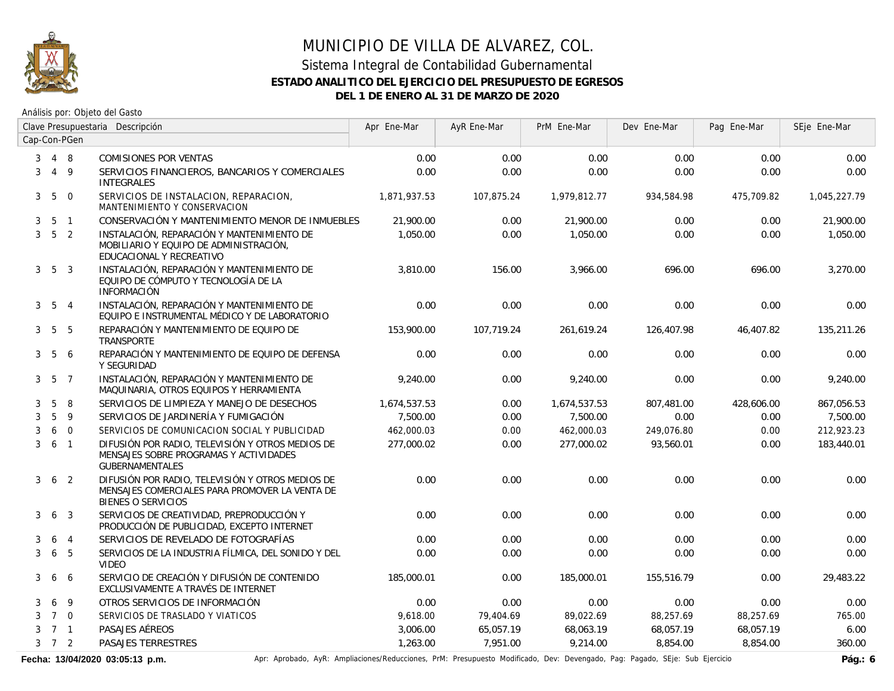# MUNICIPIO DE VILLA DE ALVAREZ, COL.

## Sistema Integral de Contabilidad Gubernamental

### ESTADO ANALITICO DEL EJERCICIO DEL PRESUPUESTO DE EGRESOS

### DEL 1 DE ENERO AL 31 DE MARZO DE 2020

Análisis por: Objeto del Gasto

| Clave Presupuestaria Cap-Con-PGen | Descripción | Apr Ene-Mar | AyR Ene-Mar | PrM Ene-Mar | Dev Ene-Mar | Pag Ene-Mar | SEje Ene-Mar |
|---|---|---|---|---|---|---|---|
| 3 4 8 | COMISIONES POR VENTAS | 0.00 | 0.00 | 0.00 | 0.00 | 0.00 | 0.00 |
| 3 4 9 | SERVICIOS FINANCIEROS, BANCARIOS Y COMERCIALES INTEGRALES | 0.00 | 0.00 | 0.00 | 0.00 | 0.00 | 0.00 |
| 3 5 0 | SERVICIOS DE INSTALACION, REPARACION, MANTENIMIENTO Y CONSERVACION | 1,871,937.53 | 107,875.24 | 1,979,812.77 | 934,584.98 | 475,709.82 | 1,045,227.79 |
| 3 5 1 | CONSERVACIÓN Y MANTENIMIENTO MENOR DE INMUEBLES | 21,900.00 | 0.00 | 21,900.00 | 0.00 | 0.00 | 21,900.00 |
| 3 5 2 | INSTALACIÓN, REPARACIÓN Y MANTENIMIENTO DE MOBILIARIO Y EQUIPO DE ADMINISTRACIÓN, EDUCACIONAL Y RECREATIVO | 1,050.00 | 0.00 | 1,050.00 | 0.00 | 0.00 | 1,050.00 |
| 3 5 3 | INSTALACIÓN, REPARACIÓN Y MANTENIMIENTO DE EQUIPO DE CÓMPUTO Y TECNOLOGÍA DE LA INFORMACIÓN | 3,810.00 | 156.00 | 3,966.00 | 696.00 | 696.00 | 3,270.00 |
| 3 5 4 | INSTALACIÓN, REPARACIÓN Y MANTENIMIENTO DE EQUIPO E INSTRUMENTAL MÉDICO Y DE LABORATORIO | 0.00 | 0.00 | 0.00 | 0.00 | 0.00 | 0.00 |
| 3 5 5 | REPARACIÓN Y MANTENIMIENTO DE EQUIPO DE TRANSPORTE | 153,900.00 | 107,719.24 | 261,619.24 | 126,407.98 | 46,407.82 | 135,211.26 |
| 3 5 6 | REPARACIÓN Y MANTENIMIENTO DE EQUIPO DE DEFENSA Y SEGURIDAD | 0.00 | 0.00 | 0.00 | 0.00 | 0.00 | 0.00 |
| 3 5 7 | INSTALACIÓN, REPARACIÓN Y MANTENIMIENTO DE MAQUINARIA, OTROS EQUIPOS Y HERRAMIENTA | 9,240.00 | 0.00 | 9,240.00 | 0.00 | 0.00 | 9,240.00 |
| 3 5 8 | SERVICIOS DE LIMPIEZA Y MANEJO DE DESECHOS | 1,674,537.53 | 0.00 | 1,674,537.53 | 807,481.00 | 428,606.00 | 867,056.53 |
| 3 5 9 | SERVICIOS DE JARDINERÍA Y FUMIGACIÓN | 7,500.00 | 0.00 | 7,500.00 | 0.00 | 0.00 | 7,500.00 |
| 3 6 0 | SERVICIOS DE COMUNICACION SOCIAL Y PUBLICIDAD | 462,000.03 | 0.00 | 462,000.03 | 249,076.80 | 0.00 | 212,923.23 |
| 3 6 1 | DIFUSIÓN POR RADIO, TELEVISIÓN Y OTROS MEDIOS DE MENSAJES SOBRE PROGRAMAS Y ACTIVIDADES GUBERNAMENTALES | 277,000.02 | 0.00 | 277,000.02 | 93,560.01 | 0.00 | 183,440.01 |
| 3 6 2 | DIFUSIÓN POR RADIO, TELEVISIÓN Y OTROS MEDIOS DE MENSAJES COMERCIALES PARA PROMOVER LA VENTA DE BIENES O SERVICIOS | 0.00 | 0.00 | 0.00 | 0.00 | 0.00 | 0.00 |
| 3 6 3 | SERVICIOS DE CREATIVIDAD, PREPRODUCCIÓN Y PRODUCCIÓN DE PUBLICIDAD, EXCEPTO INTERNET | 0.00 | 0.00 | 0.00 | 0.00 | 0.00 | 0.00 |
| 3 6 4 | SERVICIOS DE REVELADO DE FOTOGRAFÍAS | 0.00 | 0.00 | 0.00 | 0.00 | 0.00 | 0.00 |
| 3 6 5 | SERVICIOS DE LA INDUSTRIA FÍLMICA, DEL SONIDO Y DEL VIDEO | 0.00 | 0.00 | 0.00 | 0.00 | 0.00 | 0.00 |
| 3 6 6 | SERVICIO DE CREACIÓN Y DIFUSIÓN DE CONTENIDO EXCLUSIVAMENTE A TRAVÉS DE INTERNET | 185,000.01 | 0.00 | 185,000.01 | 155,516.79 | 0.00 | 29,483.22 |
| 3 6 9 | OTROS SERVICIOS DE INFORMACIÓN | 0.00 | 0.00 | 0.00 | 0.00 | 0.00 | 0.00 |
| 3 7 0 | SERVICIOS DE TRASLADO Y VIATICOS | 9,618.00 | 79,404.69 | 89,022.69 | 88,257.69 | 88,257.69 | 765.00 |
| 3 7 1 | PASAJES AÉREOS | 3,006.00 | 65,057.19 | 68,063.19 | 68,057.19 | 68,057.19 | 6.00 |
| 3 7 2 | PASAJES TERRESTRES | 1,263.00 | 7,951.00 | 9,214.00 | 8,854.00 | 8,854.00 | 360.00 |

Fecha: 13/04/2020 03:05:13 p.m.

Apr: Aprobado, AyR: Ampliaciones/Reducciones, PrM: Presupuesto Modificado, Dev: Devengado, Pag: Pagado, SEje: Sub Ejercicio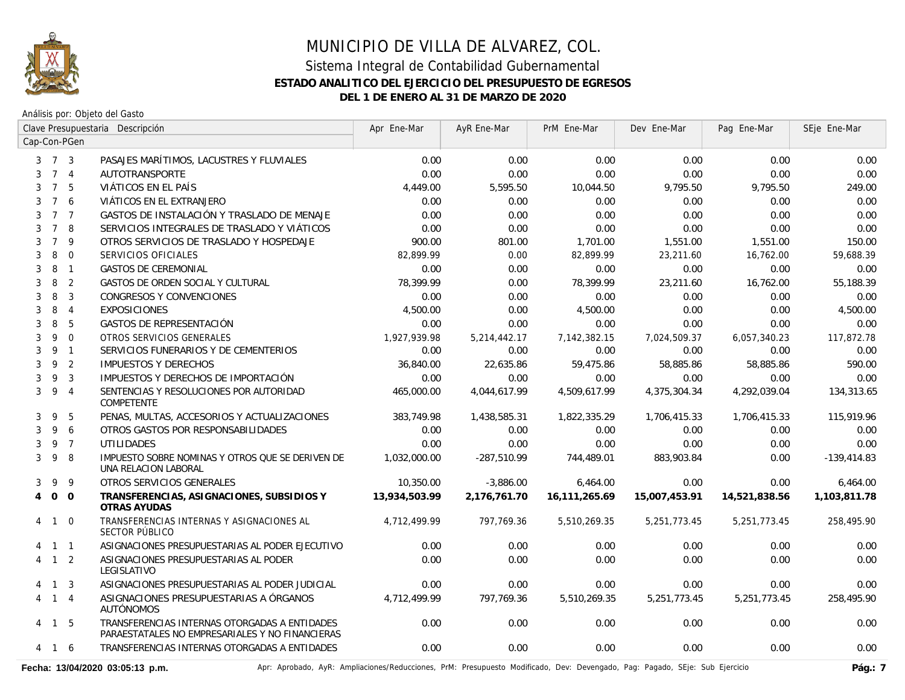# MUNICIPIO DE VILLA DE ALVAREZ, COL.

## Sistema Integral de Contabilidad Gubernamental

### ESTADO ANALITICO DEL EJERCICIO DEL PRESUPUESTO DE EGRESOS

### DEL 1 DE ENERO AL 31 DE MARZO DE 2020

Análisis por: Objeto del Gasto

| Clave Presupuestaria Cap-Con-PGen | | | Descripción | Apr Ene-Mar | AyR Ene-Mar | PrM Ene-Mar | Dev Ene-Mar | Pag Ene-Mar | SEje Ene-Mar |
|---|---|---|---|---|---|---|---|---|---|
| 3 | 7 | 3 | PASAJES MARÍTIMOS, LACUSTRES Y FLUVIALES | 0.00 | 0.00 | 0.00 | 0.00 | 0.00 | 0.00 |
| 3 | 7 | 4 | AUTOTRANSPORTE | 0.00 | 0.00 | 0.00 | 0.00 | 0.00 | 0.00 |
| 3 | 7 | 5 | VIÁTICOS EN EL PAÍS | 4,449.00 | 5,595.50 | 10,044.50 | 9,795.50 | 9,795.50 | 249.00 |
| 3 | 7 | 6 | VIÁTICOS EN EL EXTRANJERO | 0.00 | 0.00 | 0.00 | 0.00 | 0.00 | 0.00 |
| 3 | 7 | 7 | GASTOS DE INSTALACIÓN Y TRASLADO DE MENAJE | 0.00 | 0.00 | 0.00 | 0.00 | 0.00 | 0.00 |
| 3 | 7 | 8 | SERVICIOS INTEGRALES DE TRASLADO Y VIÁTICOS | 0.00 | 0.00 | 0.00 | 0.00 | 0.00 | 0.00 |
| 3 | 7 | 9 | OTROS SERVICIOS DE TRASLADO Y HOSPEDAJE | 900.00 | 801.00 | 1,701.00 | 1,551.00 | 1,551.00 | 150.00 |
| 3 | 8 | 0 | SERVICIOS OFICIALES | 82,899.99 | 0.00 | 82,899.99 | 23,211.60 | 16,762.00 | 59,688.39 |
| 3 | 8 | 1 | GASTOS DE CEREMONIAL | 0.00 | 0.00 | 0.00 | 0.00 | 0.00 | 0.00 |
| 3 | 8 | 2 | GASTOS DE ORDEN SOCIAL Y CULTURAL | 78,399.99 | 0.00 | 78,399.99 | 23,211.60 | 16,762.00 | 55,188.39 |
| 3 | 8 | 3 | CONGRESOS Y CONVENCIONES | 0.00 | 0.00 | 0.00 | 0.00 | 0.00 | 0.00 |
| 3 | 8 | 4 | EXPOSICIONES | 4,500.00 | 0.00 | 4,500.00 | 0.00 | 0.00 | 4,500.00 |
| 3 | 8 | 5 | GASTOS DE REPRESENTACIÓN | 0.00 | 0.00 | 0.00 | 0.00 | 0.00 | 0.00 |
| 3 | 9 | 0 | OTROS SERVICIOS GENERALES | 1,927,939.98 | 5,214,442.17 | 7,142,382.15 | 7,024,509.37 | 6,057,340.23 | 117,872.78 |
| 3 | 9 | 1 | SERVICIOS FUNERARIOS Y DE CEMENTERIOS | 0.00 | 0.00 | 0.00 | 0.00 | 0.00 | 0.00 |
| 3 | 9 | 2 | IMPUESTOS Y DERECHOS | 36,840.00 | 22,635.86 | 59,475.86 | 58,885.86 | 58,885.86 | 590.00 |
| 3 | 9 | 3 | IMPUESTOS Y DERECHOS DE IMPORTACIÓN | 0.00 | 0.00 | 0.00 | 0.00 | 0.00 | 0.00 |
| 3 | 9 | 4 | SENTENCIAS Y RESOLUCIONES POR AUTORIDAD COMPETENTE | 465,000.00 | 4,044,617.99 | 4,509,617.99 | 4,375,304.34 | 4,292,039.04 | 134,313.65 |
| 3 | 9 | 5 | PENAS, MULTAS, ACCESORIOS Y ACTUALIZACIONES | 383,749.98 | 1,438,585.31 | 1,822,335.29 | 1,706,415.33 | 1,706,415.33 | 115,919.96 |
| 3 | 9 | 6 | OTROS GASTOS POR RESPONSABILIDADES | 0.00 | 0.00 | 0.00 | 0.00 | 0.00 | 0.00 |
| 3 | 9 | 7 | UTILIDADES | 0.00 | 0.00 | 0.00 | 0.00 | 0.00 | 0.00 |
| 3 | 9 | 8 | IMPUESTO SOBRE NOMINAS Y OTROS QUE SE DERIVEN DE UNA RELACION LABORAL | 1,032,000.00 | -287,510.99 | 744,489.01 | 883,903.84 | 0.00 | -139,414.83 |
| 3 | 9 | 9 | OTROS SERVICIOS GENERALES | 10,350.00 | -3,886.00 | 6,464.00 | 0.00 | 0.00 | 6,464.00 |
| **4** | **0** | **0** | **TRANSFERENCIAS, ASIGNACIONES, SUBSIDIOS Y OTRAS AYUDAS** | **13,934,503.99** | **2,176,761.70** | **16,111,265.69** | **15,007,453.91** | **14,521,838.56** | **1,103,811.78** |
| 4 | 1 | 0 | TRANSFERENCIAS INTERNAS Y ASIGNACIONES AL SECTOR PÚBLICO | 4,712,499.99 | 797,769.36 | 5,510,269.35 | 5,251,773.45 | 5,251,773.45 | 258,495.90 |
| 4 | 1 | 1 | ASIGNACIONES PRESUPUESTARIAS AL PODER EJECUTIVO | 0.00 | 0.00 | 0.00 | 0.00 | 0.00 | 0.00 |
| 4 | 1 | 2 | ASIGNACIONES PRESUPUESTARIAS AL PODER LEGISLATIVO | 0.00 | 0.00 | 0.00 | 0.00 | 0.00 | 0.00 |
| 4 | 1 | 3 | ASIGNACIONES PRESUPUESTARIAS AL PODER JUDICIAL | 0.00 | 0.00 | 0.00 | 0.00 | 0.00 | 0.00 |
| 4 | 1 | 4 | ASIGNACIONES PRESUPUESTARIAS A ÓRGANOS AUTÓNOMOS | 4,712,499.99 | 797,769.36 | 5,510,269.35 | 5,251,773.45 | 5,251,773.45 | 258,495.90 |
| 4 | 1 | 5 | TRANSFERENCIAS INTERNAS OTORGADAS A ENTIDADES PARAESTATALES NO EMPRESARIALES Y NO FINANCIERAS | 0.00 | 0.00 | 0.00 | 0.00 | 0.00 | 0.00 |
| 4 | 1 | 6 | TRANSFERENCIAS INTERNAS OTORGADAS A ENTIDADES | 0.00 | 0.00 | 0.00 | 0.00 | 0.00 | 0.00 |

**Fecha: 13/04/2020 03:05:13 p.m.** Apr: Aprobado, AyR: Ampliaciones/Reducciones, PrM: Presupuesto Modificado, Dev: Devengado, Pag: Pagado, SEje: Sub Ejercicio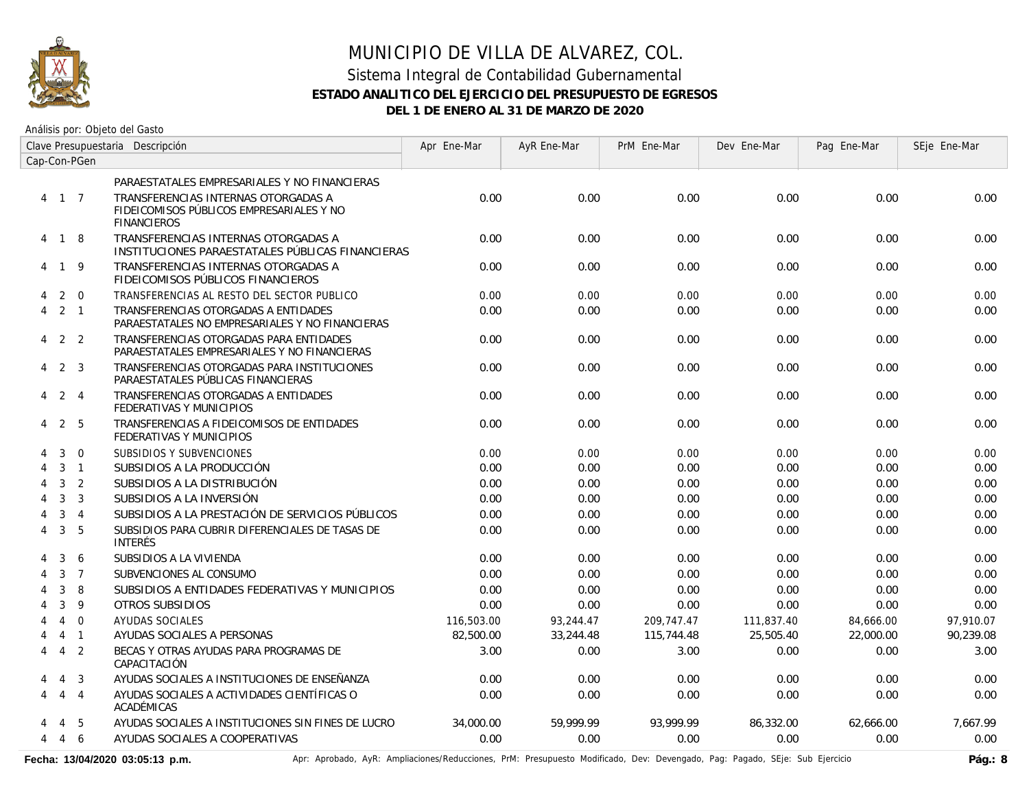# MUNICIPIO DE VILLA DE ALVAREZ, COL.

## Sistema Integral de Contabilidad Gubernamental

### ESTADO ANALITICO DEL EJERCICIO DEL PRESUPUESTO DE EGRESOS

### DEL 1 DE ENERO AL 31 DE MARZO DE 2020

Análisis por: Objeto del Gasto

| Clave Presupuestaria Cap-Con-PGen | Descripción | Apr Ene-Mar | AyR Ene-Mar | PrM Ene-Mar | Dev Ene-Mar | Pag Ene-Mar | SEje Ene-Mar |
|---|---|---|---|---|---|---|---|
| | PARAESTATALES EMPRESARIALES Y NO FINANCIERAS | | | | | | |
| 4 1 7 | TRANSFERENCIAS INTERNAS OTORGADAS A FIDEICOMISOS PÚBLICOS EMPRESARIALES Y NO FINANCIEROS | 0.00 | 0.00 | 0.00 | 0.00 | 0.00 | 0.00 |
| 4 1 8 | TRANSFERENCIAS INTERNAS OTORGADAS A INSTITUCIONES PARAESTATALES PÚBLICAS FINANCIERAS | 0.00 | 0.00 | 0.00 | 0.00 | 0.00 | 0.00 |
| 4 1 9 | TRANSFERENCIAS INTERNAS OTORGADAS A FIDEICOMISOS PÚBLICOS FINANCIEROS | 0.00 | 0.00 | 0.00 | 0.00 | 0.00 | 0.00 |
| 4 2 0 | TRANSFERENCIAS AL RESTO DEL SECTOR PUBLICO | 0.00 | 0.00 | 0.00 | 0.00 | 0.00 | 0.00 |
| 4 2 1 | TRANSFERENCIAS OTORGADAS A ENTIDADES PARAESTATALES NO EMPRESARIALES Y NO FINANCIERAS | 0.00 | 0.00 | 0.00 | 0.00 | 0.00 | 0.00 |
| 4 2 2 | TRANSFERENCIAS OTORGADAS PARA ENTIDADES PARAESTATALES EMPRESARIALES Y NO FINANCIERAS | 0.00 | 0.00 | 0.00 | 0.00 | 0.00 | 0.00 |
| 4 2 3 | TRANSFERENCIAS OTORGADAS PARA INSTITUCIONES PARAESTATALES PÚBLICAS FINANCIERAS | 0.00 | 0.00 | 0.00 | 0.00 | 0.00 | 0.00 |
| 4 2 4 | TRANSFERENCIAS OTORGADAS A ENTIDADES FEDERATIVAS Y MUNICIPIOS | 0.00 | 0.00 | 0.00 | 0.00 | 0.00 | 0.00 |
| 4 2 5 | TRANSFERENCIAS A FIDEICOMISOS DE ENTIDADES FEDERATIVAS Y MUNICIPIOS | 0.00 | 0.00 | 0.00 | 0.00 | 0.00 | 0.00 |
| 4 3 0 | SUBSIDIOS Y SUBVENCIONES | 0.00 | 0.00 | 0.00 | 0.00 | 0.00 | 0.00 |
| 4 3 1 | SUBSIDIOS A LA PRODUCCIÓN | 0.00 | 0.00 | 0.00 | 0.00 | 0.00 | 0.00 |
| 4 3 2 | SUBSIDIOS A LA DISTRIBUCIÓN | 0.00 | 0.00 | 0.00 | 0.00 | 0.00 | 0.00 |
| 4 3 3 | SUBSIDIOS A LA INVERSIÓN | 0.00 | 0.00 | 0.00 | 0.00 | 0.00 | 0.00 |
| 4 3 4 | SUBSIDIOS A LA PRESTACIÓN DE SERVICIOS PÚBLICOS | 0.00 | 0.00 | 0.00 | 0.00 | 0.00 | 0.00 |
| 4 3 5 | SUBSIDIOS PARA CUBRIR DIFERENCIALES DE TASAS DE INTERÉS | 0.00 | 0.00 | 0.00 | 0.00 | 0.00 | 0.00 |
| 4 3 6 | SUBSIDIOS A LA VIVIENDA | 0.00 | 0.00 | 0.00 | 0.00 | 0.00 | 0.00 |
| 4 3 7 | SUBVENCIONES AL CONSUMO | 0.00 | 0.00 | 0.00 | 0.00 | 0.00 | 0.00 |
| 4 3 8 | SUBSIDIOS A ENTIDADES FEDERATIVAS Y MUNICIPIOS | 0.00 | 0.00 | 0.00 | 0.00 | 0.00 | 0.00 |
| 4 3 9 | OTROS SUBSIDIOS | 0.00 | 0.00 | 0.00 | 0.00 | 0.00 | 0.00 |
| 4 4 0 | AYUDAS SOCIALES | 116,503.00 | 93,244.47 | 209,747.47 | 111,837.40 | 84,666.00 | 97,910.07 |
| 4 4 1 | AYUDAS SOCIALES A PERSONAS | 82,500.00 | 33,244.48 | 115,744.48 | 25,505.40 | 22,000.00 | 90,239.08 |
| 4 4 2 | BECAS Y OTRAS AYUDAS PARA PROGRAMAS DE CAPACITACIÓN | 3.00 | 0.00 | 3.00 | 0.00 | 0.00 | 3.00 |
| 4 4 3 | AYUDAS SOCIALES A INSTITUCIONES DE ENSEÑANZA | 0.00 | 0.00 | 0.00 | 0.00 | 0.00 | 0.00 |
| 4 4 4 | AYUDAS SOCIALES A ACTIVIDADES CIENTÍFICAS O ACADÉMICAS | 0.00 | 0.00 | 0.00 | 0.00 | 0.00 | 0.00 |
| 4 4 5 | AYUDAS SOCIALES A INSTITUCIONES SIN FINES DE LUCRO | 34,000.00 | 59,999.99 | 93,999.99 | 86,332.00 | 62,666.00 | 7,667.99 |
| 4 4 6 | AYUDAS SOCIALES A COOPERATIVAS | 0.00 | 0.00 | 0.00 | 0.00 | 0.00 | 0.00 |

**Fecha: 13/04/2020 03:05:13 p.m.** Apr: Aprobado, AyR: Ampliaciones/Reducciones, PrM: Presupuesto Modificado, Dev: Devengado, Pag: Pagado, SEje: Sub Ejercicio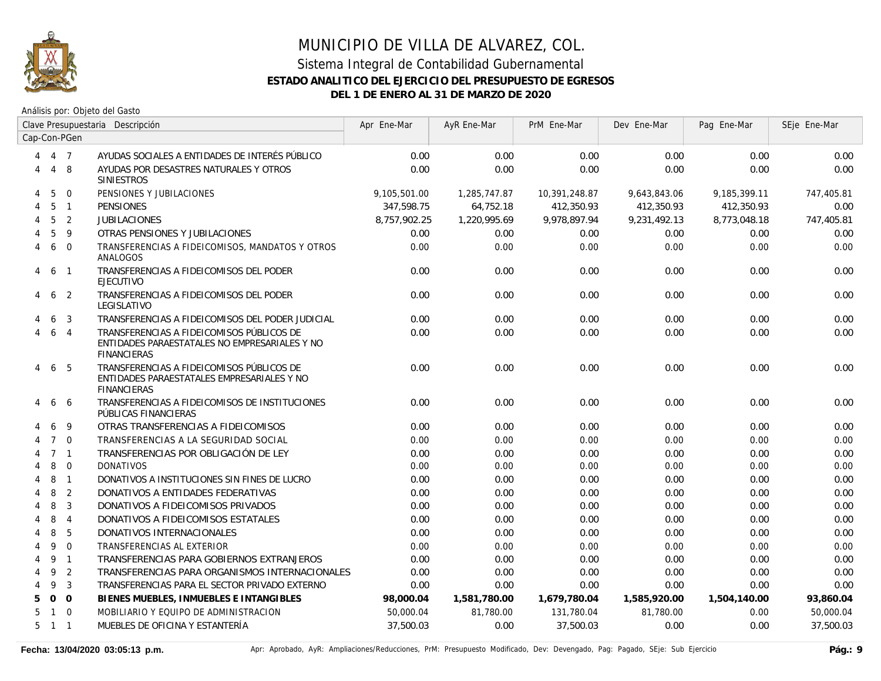# MUNICIPIO DE VILLA DE ALVAREZ, COL.

## Sistema Integral de Contabilidad Gubernamental

### ESTADO ANALITICO DEL EJERCICIO DEL PRESUPUESTO DE EGRESOS

### DEL 1 DE ENERO AL 31 DE MARZO DE 2020

Análisis por: Objeto del Gasto

| Clave Presupuestaria Cap-Con-PGen | | | Descripción | Apr Ene-Mar | AyR Ene-Mar | PrM Ene-Mar | Dev Ene-Mar | Pag Ene-Mar | SEje Ene-Mar |
|---|---|---|---|---|---|---|---|---|---|
| 4 | 4 | 7 | AYUDAS SOCIALES A ENTIDADES DE INTERÉS PÚBLICO | 0.00 | 0.00 | 0.00 | 0.00 | 0.00 | 0.00 |
| 4 | 4 | 8 | AYUDAS POR DESASTRES NATURALES Y OTROS SINIESTROS | 0.00 | 0.00 | 0.00 | 0.00 | 0.00 | 0.00 |
| 4 | 5 | 0 | PENSIONES Y JUBILACIONES | 9,105,501.00 | 1,285,747.87 | 10,391,248.87 | 9,643,843.06 | 9,185,399.11 | 747,405.81 |
| 4 | 5 | 1 | PENSIONES | 347,598.75 | 64,752.18 | 412,350.93 | 412,350.93 | 412,350.93 | 0.00 |
| 4 | 5 | 2 | JUBILACIONES | 8,757,902.25 | 1,220,995.69 | 9,978,897.94 | 9,231,492.13 | 8,773,048.18 | 747,405.81 |
| 4 | 5 | 9 | OTRAS PENSIONES Y JUBILACIONES | 0.00 | 0.00 | 0.00 | 0.00 | 0.00 | 0.00 |
| 4 | 6 | 0 | TRANSFERENCIAS A FIDEICOMISOS, MANDATOS Y OTROS ANALOGOS | 0.00 | 0.00 | 0.00 | 0.00 | 0.00 | 0.00 |
| 4 | 6 | 1 | TRANSFERENCIAS A FIDEICOMISOS DEL PODER EJECUTIVO | 0.00 | 0.00 | 0.00 | 0.00 | 0.00 | 0.00 |
| 4 | 6 | 2 | TRANSFERENCIAS A FIDEICOMISOS DEL PODER LEGISLATIVO | 0.00 | 0.00 | 0.00 | 0.00 | 0.00 | 0.00 |
| 4 | 6 | 3 | TRANSFERENCIAS A FIDEICOMISOS DEL PODER JUDICIAL | 0.00 | 0.00 | 0.00 | 0.00 | 0.00 | 0.00 |
| 4 | 6 | 4 | TRANSFERENCIAS A FIDEICOMISOS PÚBLICOS DE ENTIDADES PARAESTATALES NO EMPRESARIALES Y NO FINANCIERAS | 0.00 | 0.00 | 0.00 | 0.00 | 0.00 | 0.00 |
| 4 | 6 | 5 | TRANSFERENCIAS A FIDEICOMISOS PÚBLICOS DE ENTIDADES PARAESTATALES EMPRESARIALES Y NO FINANCIERAS | 0.00 | 0.00 | 0.00 | 0.00 | 0.00 | 0.00 |
| 4 | 6 | 6 | TRANSFERENCIAS A FIDEICOMISOS DE INSTITUCIONES PÚBLICAS FINANCIERAS | 0.00 | 0.00 | 0.00 | 0.00 | 0.00 | 0.00 |
| 4 | 6 | 9 | OTRAS TRANSFERENCIAS A FIDEICOMISOS | 0.00 | 0.00 | 0.00 | 0.00 | 0.00 | 0.00 |
| 4 | 7 | 0 | TRANSFERENCIAS A LA SEGURIDAD SOCIAL | 0.00 | 0.00 | 0.00 | 0.00 | 0.00 | 0.00 |
| 4 | 7 | 1 | TRANSFERENCIAS POR OBLIGACIÓN DE LEY | 0.00 | 0.00 | 0.00 | 0.00 | 0.00 | 0.00 |
| 4 | 8 | 0 | DONATIVOS | 0.00 | 0.00 | 0.00 | 0.00 | 0.00 | 0.00 |
| 4 | 8 | 1 | DONATIVOS A INSTITUCIONES SIN FINES DE LUCRO | 0.00 | 0.00 | 0.00 | 0.00 | 0.00 | 0.00 |
| 4 | 8 | 2 | DONATIVOS A ENTIDADES FEDERATIVAS | 0.00 | 0.00 | 0.00 | 0.00 | 0.00 | 0.00 |
| 4 | 8 | 3 | DONATIVOS A FIDEICOMISOS PRIVADOS | 0.00 | 0.00 | 0.00 | 0.00 | 0.00 | 0.00 |
| 4 | 8 | 4 | DONATIVOS A FIDEICOMISOS ESTATALES | 0.00 | 0.00 | 0.00 | 0.00 | 0.00 | 0.00 |
| 4 | 8 | 5 | DONATIVOS INTERNACIONALES | 0.00 | 0.00 | 0.00 | 0.00 | 0.00 | 0.00 |
| 4 | 9 | 0 | TRANSFERENCIAS AL EXTERIOR | 0.00 | 0.00 | 0.00 | 0.00 | 0.00 | 0.00 |
| 4 | 9 | 1 | TRANSFERENCIAS PARA GOBIERNOS EXTRANJEROS | 0.00 | 0.00 | 0.00 | 0.00 | 0.00 | 0.00 |
| 4 | 9 | 2 | TRANSFERENCIAS PARA ORGANISMOS INTERNACIONALES | 0.00 | 0.00 | 0.00 | 0.00 | 0.00 | 0.00 |
| 4 | 9 | 3 | TRANSFERENCIAS PARA EL SECTOR PRIVADO EXTERNO | 0.00 | 0.00 | 0.00 | 0.00 | 0.00 | 0.00 |
| **5** | **0** | **0** | **BIENES MUEBLES, INMUEBLES E INTANGIBLES** | **98,000.04** | **1,581,780.00** | **1,679,780.04** | **1,585,920.00** | **1,504,140.00** | **93,860.04** |
| 5 | 1 | 0 | MOBILIARIO Y EQUIPO DE ADMINISTRACION | 50,000.04 | 81,780.00 | 131,780.04 | 81,780.00 | 0.00 | 50,000.04 |
| 5 | 1 | 1 | MUEBLES DE OFICINA Y ESTANTERÍA | 37,500.03 | 0.00 | 37,500.03 | 0.00 | 0.00 | 37,500.03 |

Fecha: 13/04/2020 03:05:13 p.m. — Apr: Aprobado, AyR: Ampliaciones/Reducciones, PrM: Presupuesto Modificado, Dev: Devengado, Pag: Pagado, SEje: Sub Ejercicio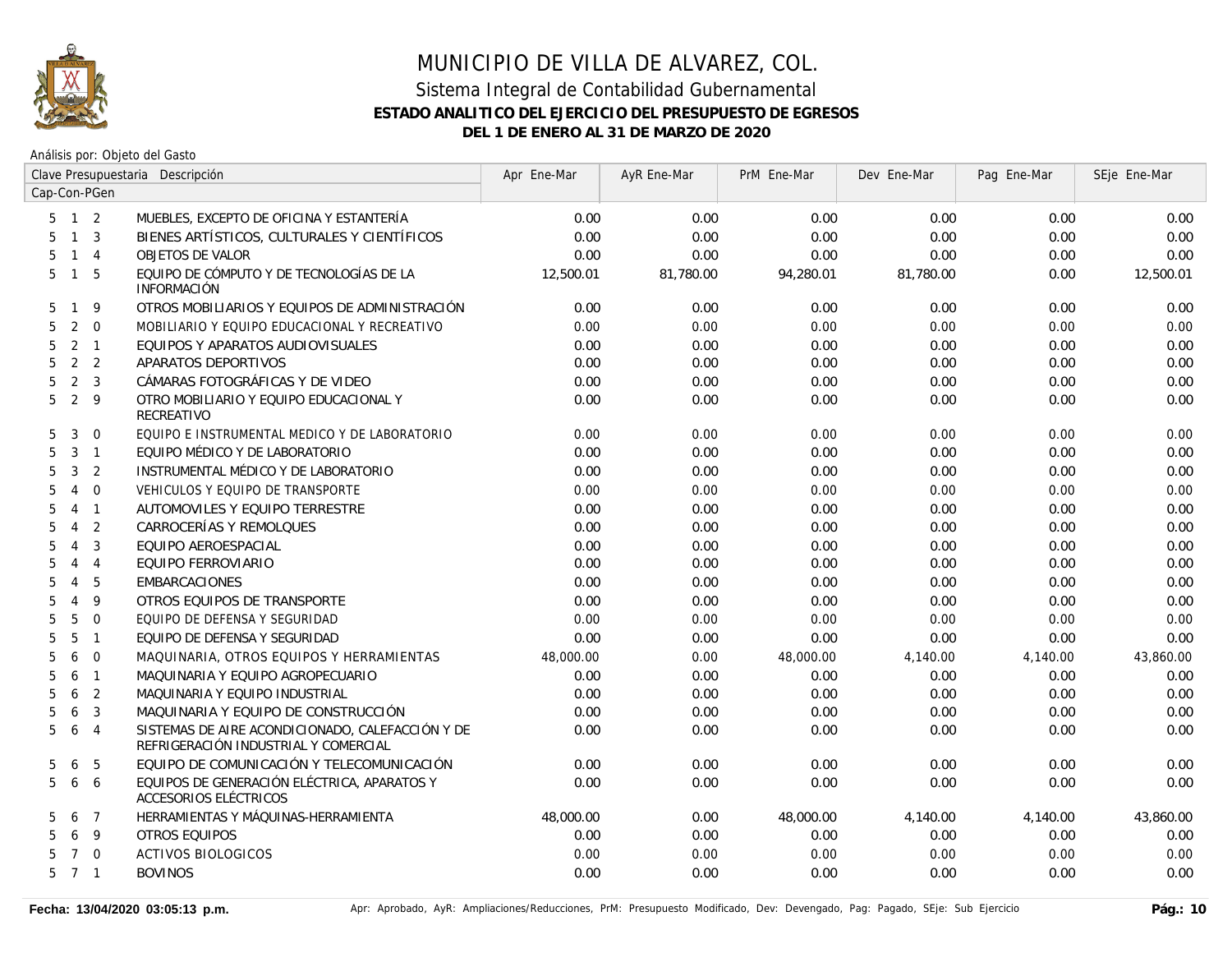# MUNICIPIO DE VILLA DE ALVAREZ, COL.

## Sistema Integral de Contabilidad Gubernamental

### ESTADO ANALITICO DEL EJERCICIO DEL PRESUPUESTO DE EGRESOS

### DEL 1 DE ENERO AL 31 DE MARZO DE 2020

Análisis por: Objeto del Gasto

| Clave Presupuestaria Cap-Con-PGen | Descripción | Apr Ene-Mar | AyR Ene-Mar | PrM Ene-Mar | Dev Ene-Mar | Pag Ene-Mar | SEje Ene-Mar |
|---|---|---|---|---|---|---|---|
| 5 1 2 | MUEBLES, EXCEPTO DE OFICINA Y ESTANTERÍA | 0.00 | 0.00 | 0.00 | 0.00 | 0.00 | 0.00 |
| 5 1 3 | BIENES ARTÍSTICOS, CULTURALES Y CIENTÍFICOS | 0.00 | 0.00 | 0.00 | 0.00 | 0.00 | 0.00 |
| 5 1 4 | OBJETOS DE VALOR | 0.00 | 0.00 | 0.00 | 0.00 | 0.00 | 0.00 |
| 5 1 5 | EQUIPO DE CÓMPUTO Y DE TECNOLOGÍAS DE LA INFORMACIÓN | 12,500.01 | 81,780.00 | 94,280.01 | 81,780.00 | 0.00 | 12,500.01 |
| 5 1 9 | OTROS MOBILIARIOS Y EQUIPOS DE ADMINISTRACIÓN | 0.00 | 0.00 | 0.00 | 0.00 | 0.00 | 0.00 |
| 5 2 0 | MOBILIARIO Y EQUIPO EDUCACIONAL Y RECREATIVO | 0.00 | 0.00 | 0.00 | 0.00 | 0.00 | 0.00 |
| 5 2 1 | EQUIPOS Y APARATOS AUDIOVISUALES | 0.00 | 0.00 | 0.00 | 0.00 | 0.00 | 0.00 |
| 5 2 2 | APARATOS DEPORTIVOS | 0.00 | 0.00 | 0.00 | 0.00 | 0.00 | 0.00 |
| 5 2 3 | CÁMARAS FOTOGRÁFICAS Y DE VIDEO | 0.00 | 0.00 | 0.00 | 0.00 | 0.00 | 0.00 |
| 5 2 9 | OTRO MOBILIARIO Y EQUIPO EDUCACIONAL Y RECREATIVO | 0.00 | 0.00 | 0.00 | 0.00 | 0.00 | 0.00 |
| 5 3 0 | EQUIPO E INSTRUMENTAL MEDICO Y DE LABORATORIO | 0.00 | 0.00 | 0.00 | 0.00 | 0.00 | 0.00 |
| 5 3 1 | EQUIPO MÉDICO Y DE LABORATORIO | 0.00 | 0.00 | 0.00 | 0.00 | 0.00 | 0.00 |
| 5 3 2 | INSTRUMENTAL MÉDICO Y DE LABORATORIO | 0.00 | 0.00 | 0.00 | 0.00 | 0.00 | 0.00 |
| 5 4 0 | VEHICULOS Y EQUIPO DE TRANSPORTE | 0.00 | 0.00 | 0.00 | 0.00 | 0.00 | 0.00 |
| 5 4 1 | AUTOMOVILES Y EQUIPO TERRESTRE | 0.00 | 0.00 | 0.00 | 0.00 | 0.00 | 0.00 |
| 5 4 2 | CARROCERÍAS Y REMOLQUES | 0.00 | 0.00 | 0.00 | 0.00 | 0.00 | 0.00 |
| 5 4 3 | EQUIPO AEROESPACIAL | 0.00 | 0.00 | 0.00 | 0.00 | 0.00 | 0.00 |
| 5 4 4 | EQUIPO FERROVIARIO | 0.00 | 0.00 | 0.00 | 0.00 | 0.00 | 0.00 |
| 5 4 5 | EMBARCACIONES | 0.00 | 0.00 | 0.00 | 0.00 | 0.00 | 0.00 |
| 5 4 9 | OTROS EQUIPOS DE TRANSPORTE | 0.00 | 0.00 | 0.00 | 0.00 | 0.00 | 0.00 |
| 5 5 0 | EQUIPO DE DEFENSA Y SEGURIDAD | 0.00 | 0.00 | 0.00 | 0.00 | 0.00 | 0.00 |
| 5 5 1 | EQUIPO DE DEFENSA Y SEGURIDAD | 0.00 | 0.00 | 0.00 | 0.00 | 0.00 | 0.00 |
| 5 6 0 | MAQUINARIA, OTROS EQUIPOS Y HERRAMIENTAS | 48,000.00 | 0.00 | 48,000.00 | 4,140.00 | 4,140.00 | 43,860.00 |
| 5 6 1 | MAQUINARIA Y EQUIPO AGROPECUARIO | 0.00 | 0.00 | 0.00 | 0.00 | 0.00 | 0.00 |
| 5 6 2 | MAQUINARIA Y EQUIPO INDUSTRIAL | 0.00 | 0.00 | 0.00 | 0.00 | 0.00 | 0.00 |
| 5 6 3 | MAQUINARIA Y EQUIPO DE CONSTRUCCIÓN | 0.00 | 0.00 | 0.00 | 0.00 | 0.00 | 0.00 |
| 5 6 4 | SISTEMAS DE AIRE ACONDICIONADO, CALEFACCIÓN Y DE REFRIGERACIÓN INDUSTRIAL Y COMERCIAL | 0.00 | 0.00 | 0.00 | 0.00 | 0.00 | 0.00 |
| 5 6 5 | EQUIPO DE COMUNICACIÓN Y TELECOMUNICACIÓN | 0.00 | 0.00 | 0.00 | 0.00 | 0.00 | 0.00 |
| 5 6 6 | EQUIPOS DE GENERACIÓN ELÉCTRICA, APARATOS Y ACCESORIOS ELÉCTRICOS | 0.00 | 0.00 | 0.00 | 0.00 | 0.00 | 0.00 |
| 5 6 7 | HERRAMIENTAS Y MÁQUINAS-HERRAMIENTA | 48,000.00 | 0.00 | 48,000.00 | 4,140.00 | 4,140.00 | 43,860.00 |
| 5 6 9 | OTROS EQUIPOS | 0.00 | 0.00 | 0.00 | 0.00 | 0.00 | 0.00 |
| 5 7 0 | ACTIVOS BIOLOGICOS | 0.00 | 0.00 | 0.00 | 0.00 | 0.00 | 0.00 |
| 5 7 1 | BOVINOS | 0.00 | 0.00 | 0.00 | 0.00 | 0.00 | 0.00 |

Fecha: 13/04/2020 03:05:13 p.m. — Apr: Aprobado, AyR: Ampliaciones/Reducciones, PrM: Presupuesto Modificado, Dev: Devengado, Pag: Pagado, SEje: Sub Ejercicio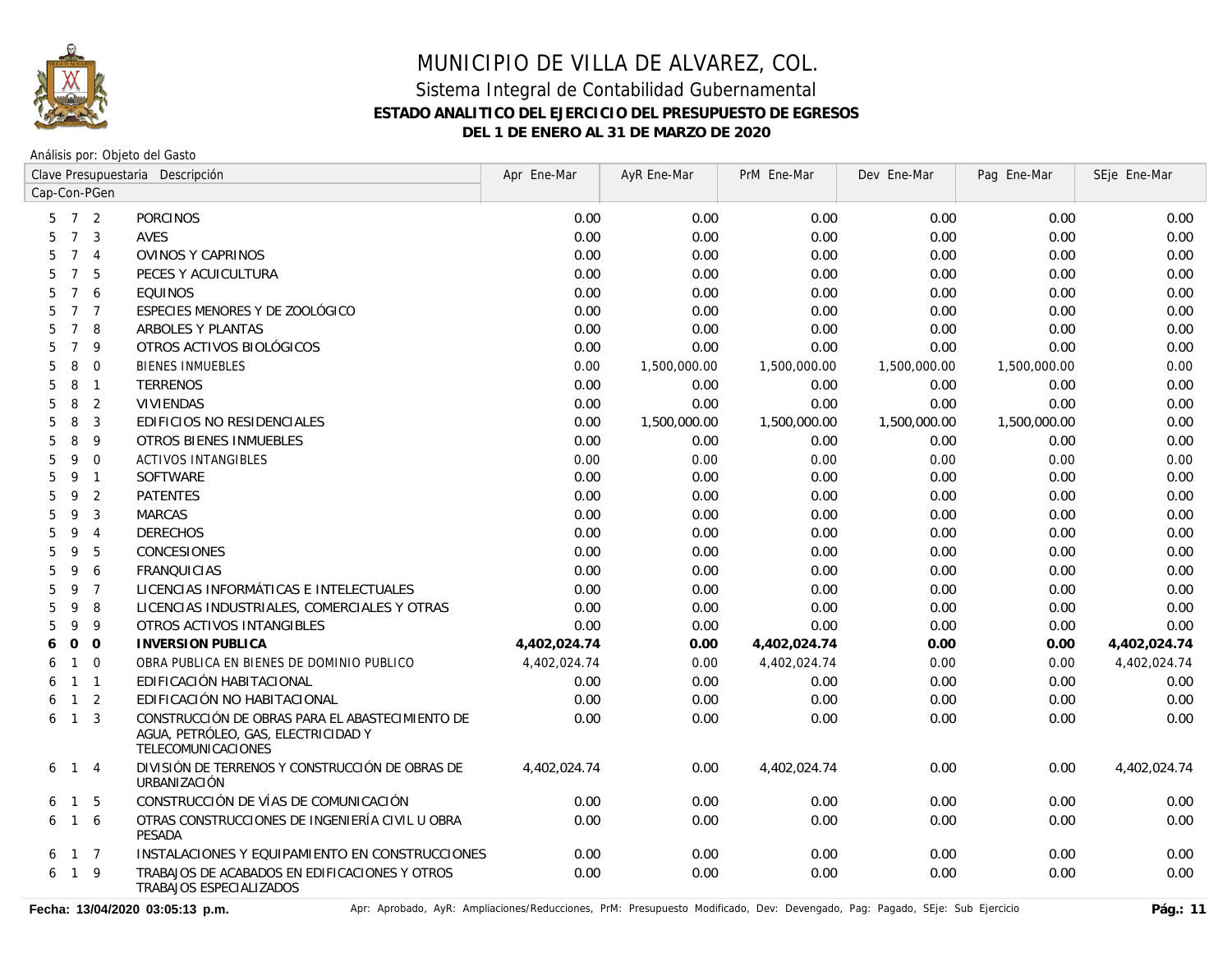# MUNICIPIO DE VILLA DE ALVAREZ, COL.

## Sistema Integral de Contabilidad Gubernamental

### ESTADO ANALITICO DEL EJERCICIO DEL PRESUPUESTO DE EGRESOS

### DEL 1 DE ENERO AL 31 DE MARZO DE 2020

Análisis por: Objeto del Gasto

| Clave Presupuestaria Cap-Con-PGen | Descripción | Apr Ene-Mar | AyR Ene-Mar | PrM Ene-Mar | Dev Ene-Mar | Pag Ene-Mar | SEje Ene-Mar |
|---|---|---|---|---|---|---|---|
| 5 7 2 | PORCINOS | 0.00 | 0.00 | 0.00 | 0.00 | 0.00 | 0.00 |
| 5 7 3 | AVES | 0.00 | 0.00 | 0.00 | 0.00 | 0.00 | 0.00 |
| 5 7 4 | OVINOS Y CAPRINOS | 0.00 | 0.00 | 0.00 | 0.00 | 0.00 | 0.00 |
| 5 7 5 | PECES Y ACUICULTURA | 0.00 | 0.00 | 0.00 | 0.00 | 0.00 | 0.00 |
| 5 7 6 | EQUINOS | 0.00 | 0.00 | 0.00 | 0.00 | 0.00 | 0.00 |
| 5 7 7 | ESPECIES MENORES Y DE ZOOLÓGICO | 0.00 | 0.00 | 0.00 | 0.00 | 0.00 | 0.00 |
| 5 7 8 | ARBOLES Y PLANTAS | 0.00 | 0.00 | 0.00 | 0.00 | 0.00 | 0.00 |
| 5 7 9 | OTROS ACTIVOS BIOLÓGICOS | 0.00 | 0.00 | 0.00 | 0.00 | 0.00 | 0.00 |
| 5 8 0 | BIENES INMUEBLES | 0.00 | 1,500,000.00 | 1,500,000.00 | 1,500,000.00 | 1,500,000.00 | 0.00 |
| 5 8 1 | TERRENOS | 0.00 | 0.00 | 0.00 | 0.00 | 0.00 | 0.00 |
| 5 8 2 | VIVIENDAS | 0.00 | 0.00 | 0.00 | 0.00 | 0.00 | 0.00 |
| 5 8 3 | EDIFICIOS NO RESIDENCIALES | 0.00 | 1,500,000.00 | 1,500,000.00 | 1,500,000.00 | 1,500,000.00 | 0.00 |
| 5 8 9 | OTROS BIENES INMUEBLES | 0.00 | 0.00 | 0.00 | 0.00 | 0.00 | 0.00 |
| 5 9 0 | ACTIVOS INTANGIBLES | 0.00 | 0.00 | 0.00 | 0.00 | 0.00 | 0.00 |
| 5 9 1 | SOFTWARE | 0.00 | 0.00 | 0.00 | 0.00 | 0.00 | 0.00 |
| 5 9 2 | PATENTES | 0.00 | 0.00 | 0.00 | 0.00 | 0.00 | 0.00 |
| 5 9 3 | MARCAS | 0.00 | 0.00 | 0.00 | 0.00 | 0.00 | 0.00 |
| 5 9 4 | DERECHOS | 0.00 | 0.00 | 0.00 | 0.00 | 0.00 | 0.00 |
| 5 9 5 | CONCESIONES | 0.00 | 0.00 | 0.00 | 0.00 | 0.00 | 0.00 |
| 5 9 6 | FRANQUICIAS | 0.00 | 0.00 | 0.00 | 0.00 | 0.00 | 0.00 |
| 5 9 7 | LICENCIAS INFORMÁTICAS E INTELECTUALES | 0.00 | 0.00 | 0.00 | 0.00 | 0.00 | 0.00 |
| 5 9 8 | LICENCIAS INDUSTRIALES, COMERCIALES Y OTRAS | 0.00 | 0.00 | 0.00 | 0.00 | 0.00 | 0.00 |
| 5 9 9 | OTROS ACTIVOS INTANGIBLES | 0.00 | 0.00 | 0.00 | 0.00 | 0.00 | 0.00 |
| **6 0 0** | **INVERSION PUBLICA** | **4,402,024.74** | **0.00** | **4,402,024.74** | **0.00** | **0.00** | **4,402,024.74** |
| 6 1 0 | OBRA PUBLICA EN BIENES DE DOMINIO PUBLICO | 4,402,024.74 | 0.00 | 4,402,024.74 | 0.00 | 0.00 | 4,402,024.74 |
| 6 1 1 | EDIFICACIÓN HABITACIONAL | 0.00 | 0.00 | 0.00 | 0.00 | 0.00 | 0.00 |
| 6 1 2 | EDIFICACIÓN NO HABITACIONAL | 0.00 | 0.00 | 0.00 | 0.00 | 0.00 | 0.00 |
| 6 1 3 | CONSTRUCCIÓN DE OBRAS PARA EL ABASTECIMIENTO DE AGUA, PETRÓLEO, GAS, ELECTRICIDAD Y TELECOMUNICACIONES | 0.00 | 0.00 | 0.00 | 0.00 | 0.00 | 0.00 |
| 6 1 4 | DIVISIÓN DE TERRENOS Y CONSTRUCCIÓN DE OBRAS DE URBANIZACIÓN | 4,402,024.74 | 0.00 | 4,402,024.74 | 0.00 | 0.00 | 4,402,024.74 |
| 6 1 5 | CONSTRUCCIÓN DE VÍAS DE COMUNICACIÓN | 0.00 | 0.00 | 0.00 | 0.00 | 0.00 | 0.00 |
| 6 1 6 | OTRAS CONSTRUCCIONES DE INGENIERÍA CIVIL U OBRA PESADA | 0.00 | 0.00 | 0.00 | 0.00 | 0.00 | 0.00 |
| 6 1 7 | INSTALACIONES Y EQUIPAMIENTO EN CONSTRUCCIONES | 0.00 | 0.00 | 0.00 | 0.00 | 0.00 | 0.00 |
| 6 1 9 | TRABAJOS DE ACABADOS EN EDIFICACIONES Y OTROS TRABAJOS ESPECIALIZADOS | 0.00 | 0.00 | 0.00 | 0.00 | 0.00 | 0.00 |

**Fecha: 13/04/2020 03:05:13 p.m.**

Apr: Aprobado, AyR: Ampliaciones/Reducciones, PrM: Presupuesto Modificado, Dev: Devengado, Pag: Pagado, SEje: Sub Ejercicio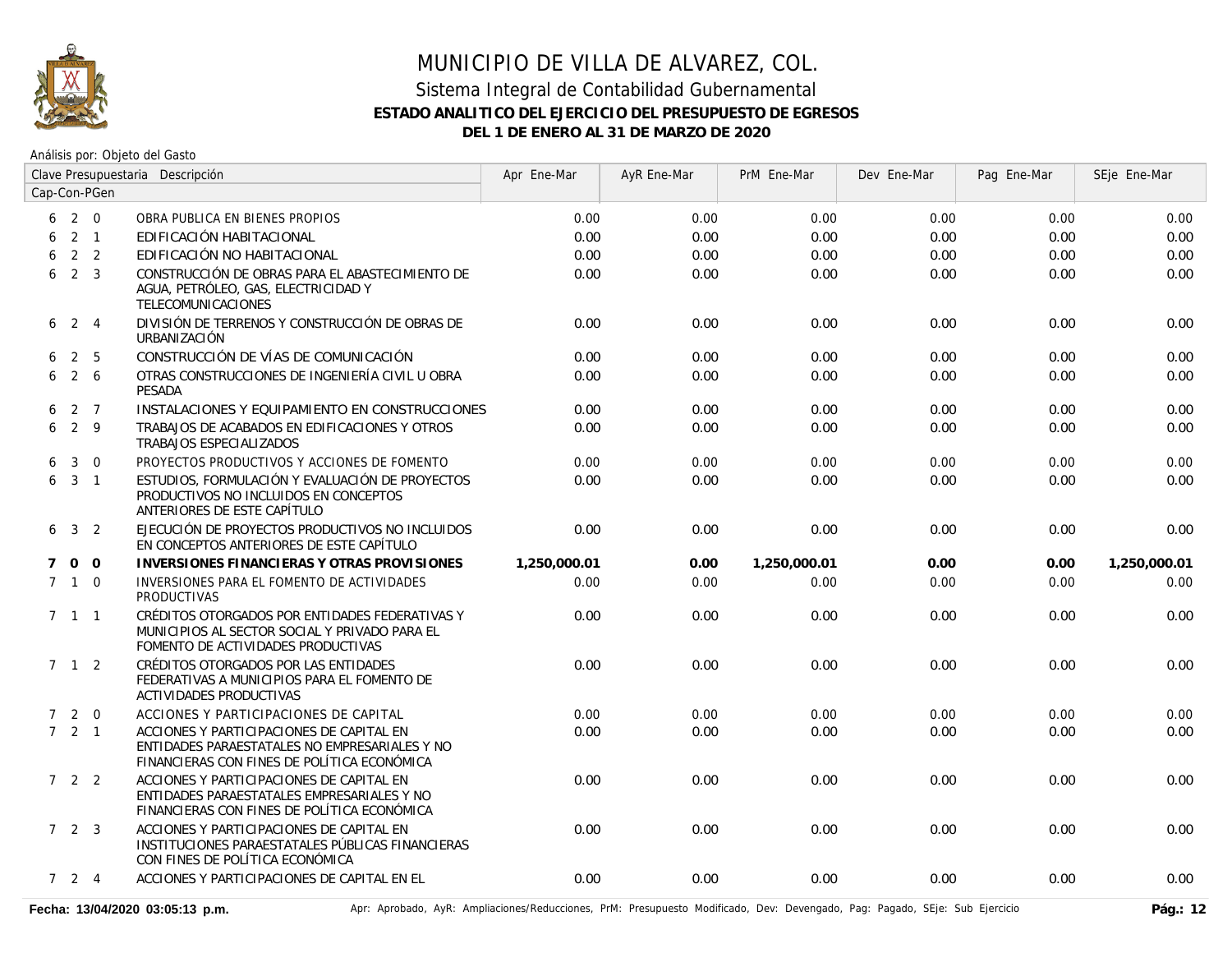# MUNICIPIO DE VILLA DE ALVAREZ, COL.

## Sistema Integral de Contabilidad Gubernamental

### ESTADO ANALITICO DEL EJERCICIO DEL PRESUPUESTO DE EGRESOS

### DEL 1 DE ENERO AL 31 DE MARZO DE 2020

Análisis por: Objeto del Gasto

| Clave Presupuestaria Cap-Con-PGen | Descripción | Apr Ene-Mar | AyR Ene-Mar | PrM Ene-Mar | Dev Ene-Mar | Pag Ene-Mar | SEje Ene-Mar |
|---|---|---|---|---|---|---|---|
| 6 2 0 | OBRA PUBLICA EN BIENES PROPIOS | 0.00 | 0.00 | 0.00 | 0.00 | 0.00 | 0.00 |
| 6 2 1 | EDIFICACIÓN HABITACIONAL | 0.00 | 0.00 | 0.00 | 0.00 | 0.00 | 0.00 |
| 6 2 2 | EDIFICACIÓN NO HABITACIONAL | 0.00 | 0.00 | 0.00 | 0.00 | 0.00 | 0.00 |
| 6 2 3 | CONSTRUCCIÓN DE OBRAS PARA EL ABASTECIMIENTO DE AGUA, PETRÓLEO, GAS, ELECTRICIDAD Y TELECOMUNICACIONES | 0.00 | 0.00 | 0.00 | 0.00 | 0.00 | 0.00 |
| 6 2 4 | DIVISIÓN DE TERRENOS Y CONSTRUCCIÓN DE OBRAS DE URBANIZACIÓN | 0.00 | 0.00 | 0.00 | 0.00 | 0.00 | 0.00 |
| 6 2 5 | CONSTRUCCIÓN DE VÍAS DE COMUNICACIÓN | 0.00 | 0.00 | 0.00 | 0.00 | 0.00 | 0.00 |
| 6 2 6 | OTRAS CONSTRUCCIONES DE INGENIERÍA CIVIL U OBRA PESADA | 0.00 | 0.00 | 0.00 | 0.00 | 0.00 | 0.00 |
| 6 2 7 | INSTALACIONES Y EQUIPAMIENTO EN CONSTRUCCIONES | 0.00 | 0.00 | 0.00 | 0.00 | 0.00 | 0.00 |
| 6 2 9 | TRABAJOS DE ACABADOS EN EDIFICACIONES Y OTROS TRABAJOS ESPECIALIZADOS | 0.00 | 0.00 | 0.00 | 0.00 | 0.00 | 0.00 |
| 6 3 0 | PROYECTOS PRODUCTIVOS Y ACCIONES DE FOMENTO | 0.00 | 0.00 | 0.00 | 0.00 | 0.00 | 0.00 |
| 6 3 1 | ESTUDIOS, FORMULACIÓN Y EVALUACIÓN DE PROYECTOS PRODUCTIVOS NO INCLUIDOS EN CONCEPTOS ANTERIORES DE ESTE CAPÍTULO | 0.00 | 0.00 | 0.00 | 0.00 | 0.00 | 0.00 |
| 6 3 2 | EJECUCIÓN DE PROYECTOS PRODUCTIVOS NO INCLUIDOS EN CONCEPTOS ANTERIORES DE ESTE CAPÍTULO | 0.00 | 0.00 | 0.00 | 0.00 | 0.00 | 0.00 |
| **7 0 0** | **INVERSIONES FINANCIERAS Y OTRAS PROVISIONES** | **1,250,000.01** | **0.00** | **1,250,000.01** | **0.00** | **0.00** | **1,250,000.01** |
| 7 1 0 | INVERSIONES PARA EL FOMENTO DE ACTIVIDADES PRODUCTIVAS | 0.00 | 0.00 | 0.00 | 0.00 | 0.00 | 0.00 |
| 7 1 1 | CRÉDITOS OTORGADOS POR ENTIDADES FEDERATIVAS Y MUNICIPIOS AL SECTOR SOCIAL Y PRIVADO PARA EL FOMENTO DE ACTIVIDADES PRODUCTIVAS | 0.00 | 0.00 | 0.00 | 0.00 | 0.00 | 0.00 |
| 7 1 2 | CRÉDITOS OTORGADOS POR LAS ENTIDADES FEDERATIVAS A MUNICIPIOS PARA EL FOMENTO DE ACTIVIDADES PRODUCTIVAS | 0.00 | 0.00 | 0.00 | 0.00 | 0.00 | 0.00 |
| 7 2 0 | ACCIONES Y PARTICIPACIONES DE CAPITAL | 0.00 | 0.00 | 0.00 | 0.00 | 0.00 | 0.00 |
| 7 2 1 | ACCIONES Y PARTICIPACIONES DE CAPITAL EN ENTIDADES PARAESTATALES NO EMPRESARIALES Y NO FINANCIERAS CON FINES DE POLÍTICA ECONÓMICA | 0.00 | 0.00 | 0.00 | 0.00 | 0.00 | 0.00 |
| 7 2 2 | ACCIONES Y PARTICIPACIONES DE CAPITAL EN ENTIDADES PARAESTATALES EMPRESARIALES Y NO FINANCIERAS CON FINES DE POLÍTICA ECONÓMICA | 0.00 | 0.00 | 0.00 | 0.00 | 0.00 | 0.00 |
| 7 2 3 | ACCIONES Y PARTICIPACIONES DE CAPITAL EN INSTITUCIONES PARAESTATALES PÚBLICAS FINANCIERAS CON FINES DE POLÍTICA ECONÓMICA | 0.00 | 0.00 | 0.00 | 0.00 | 0.00 | 0.00 |
| 7 2 4 | ACCIONES Y PARTICIPACIONES DE CAPITAL EN EL | 0.00 | 0.00 | 0.00 | 0.00 | 0.00 | 0.00 |

Fecha: 13/04/2020 03:05:13 p.m.

Apr: Aprobado, AyR: Ampliaciones/Reducciones, PrM: Presupuesto Modificado, Dev: Devengado, Pag: Pagado, SEje: Sub Ejercicio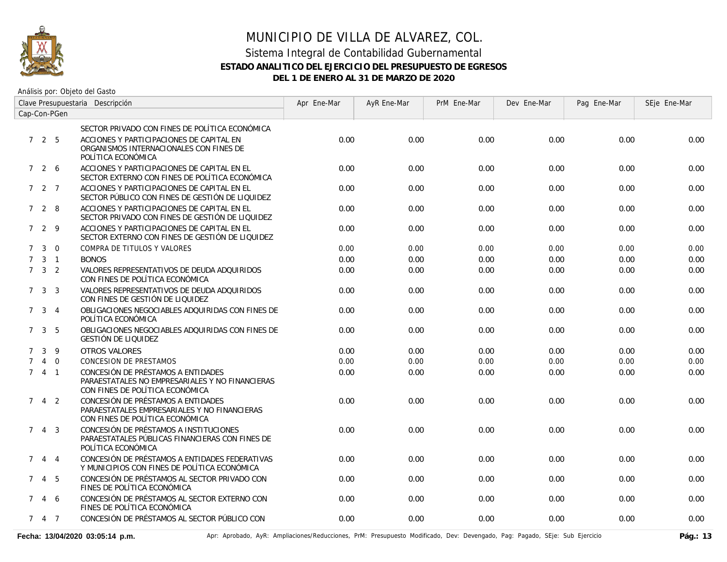# MUNICIPIO DE VILLA DE ALVAREZ, COL.

## Sistema Integral de Contabilidad Gubernamental

### ESTADO ANALITICO DEL EJERCICIO DEL PRESUPUESTO DE EGRESOS

### DEL 1 DE ENERO AL 31 DE MARZO DE 2020

Análisis por: Objeto del Gasto

| Clave Presupuestaria Cap-Con-PGen | Descripción | Apr Ene-Mar | AyR Ene-Mar | PrM Ene-Mar | Dev Ene-Mar | Pag Ene-Mar | SEje Ene-Mar |
|---|---|---|---|---|---|---|---|
| | SECTOR PRIVADO CON FINES DE POLÍTICA ECONÓMICA | | | | | | |
| 7 2 5 | ACCIONES Y PARTICIPACIONES DE CAPITAL EN ORGANISMOS INTERNACIONALES CON FINES DE POLÍTICA ECONÓMICA | 0.00 | 0.00 | 0.00 | 0.00 | 0.00 | 0.00 |
| 7 2 6 | ACCIONES Y PARTICIPACIONES DE CAPITAL EN EL SECTOR EXTERNO CON FINES DE POLÍTICA ECONÓMICA | 0.00 | 0.00 | 0.00 | 0.00 | 0.00 | 0.00 |
| 7 2 7 | ACCIONES Y PARTICIPACIONES DE CAPITAL EN EL SECTOR PÚBLICO CON FINES DE GESTIÓN DE LIQUIDEZ | 0.00 | 0.00 | 0.00 | 0.00 | 0.00 | 0.00 |
| 7 2 8 | ACCIONES Y PARTICIPACIONES DE CAPITAL EN EL SECTOR PRIVADO CON FINES DE GESTIÓN DE LIQUIDEZ | 0.00 | 0.00 | 0.00 | 0.00 | 0.00 | 0.00 |
| 7 2 9 | ACCIONES Y PARTICIPACIONES DE CAPITAL EN EL SECTOR EXTERNO CON FINES DE GESTIÓN DE LIQUIDEZ | 0.00 | 0.00 | 0.00 | 0.00 | 0.00 | 0.00 |
| 7 3 0 | COMPRA DE TITULOS Y VALORES | 0.00 | 0.00 | 0.00 | 0.00 | 0.00 | 0.00 |
| 7 3 1 | BONOS | 0.00 | 0.00 | 0.00 | 0.00 | 0.00 | 0.00 |
| 7 3 2 | VALORES REPRESENTATIVOS DE DEUDA ADQUIRIDOS CON FINES DE POLÍTICA ECONÓMICA | 0.00 | 0.00 | 0.00 | 0.00 | 0.00 | 0.00 |
| 7 3 3 | VALORES REPRESENTATIVOS DE DEUDA ADQUIRIDOS CON FINES DE GESTIÓN DE LIQUIDEZ | 0.00 | 0.00 | 0.00 | 0.00 | 0.00 | 0.00 |
| 7 3 4 | OBLIGACIONES NEGOCIABLES ADQUIRIDAS CON FINES DE POLÍTICA ECONÓMICA | 0.00 | 0.00 | 0.00 | 0.00 | 0.00 | 0.00 |
| 7 3 5 | OBLIGACIONES NEGOCIABLES ADQUIRIDAS CON FINES DE GESTIÓN DE LIQUIDEZ | 0.00 | 0.00 | 0.00 | 0.00 | 0.00 | 0.00 |
| 7 3 9 | OTROS VALORES | 0.00 | 0.00 | 0.00 | 0.00 | 0.00 | 0.00 |
| 7 4 0 | CONCESION DE PRESTAMOS | 0.00 | 0.00 | 0.00 | 0.00 | 0.00 | 0.00 |
| 7 4 1 | CONCESIÓN DE PRÉSTAMOS A ENTIDADES PARAESTATALES NO EMPRESARIALES Y NO FINANCIERAS CON FINES DE POLÍTICA ECONÓMICA | 0.00 | 0.00 | 0.00 | 0.00 | 0.00 | 0.00 |
| 7 4 2 | CONCESIÓN DE PRÉSTAMOS A ENTIDADES PARAESTATALES EMPRESARIALES Y NO FINANCIERAS CON FINES DE POLÍTICA ECONÓMICA | 0.00 | 0.00 | 0.00 | 0.00 | 0.00 | 0.00 |
| 7 4 3 | CONCESIÓN DE PRÉSTAMOS A INSTITUCIONES PARAESTATALES PÚBLICAS FINANCIERAS CON FINES DE POLÍTICA ECONÓMICA | 0.00 | 0.00 | 0.00 | 0.00 | 0.00 | 0.00 |
| 7 4 4 | CONCESIÓN DE PRÉSTAMOS A ENTIDADES FEDERATIVAS Y MUNICIPIOS CON FINES DE POLÍTICA ECONÓMICA | 0.00 | 0.00 | 0.00 | 0.00 | 0.00 | 0.00 |
| 7 4 5 | CONCESIÓN DE PRÉSTAMOS AL SECTOR PRIVADO CON FINES DE POLÍTICA ECONÓMICA | 0.00 | 0.00 | 0.00 | 0.00 | 0.00 | 0.00 |
| 7 4 6 | CONCESIÓN DE PRÉSTAMOS AL SECTOR EXTERNO CON FINES DE POLÍTICA ECONÓMICA | 0.00 | 0.00 | 0.00 | 0.00 | 0.00 | 0.00 |
| 7 4 7 | CONCESIÓN DE PRÉSTAMOS AL SECTOR PÚBLICO CON | 0.00 | 0.00 | 0.00 | 0.00 | 0.00 | 0.00 |

Fecha: 13/04/2020 03:05:14 p.m.

Apr: Aprobado, AyR: Ampliaciones/Reducciones, PrM: Presupuesto Modificado, Dev: Devengado, Pag: Pagado, SEje: Sub Ejercicio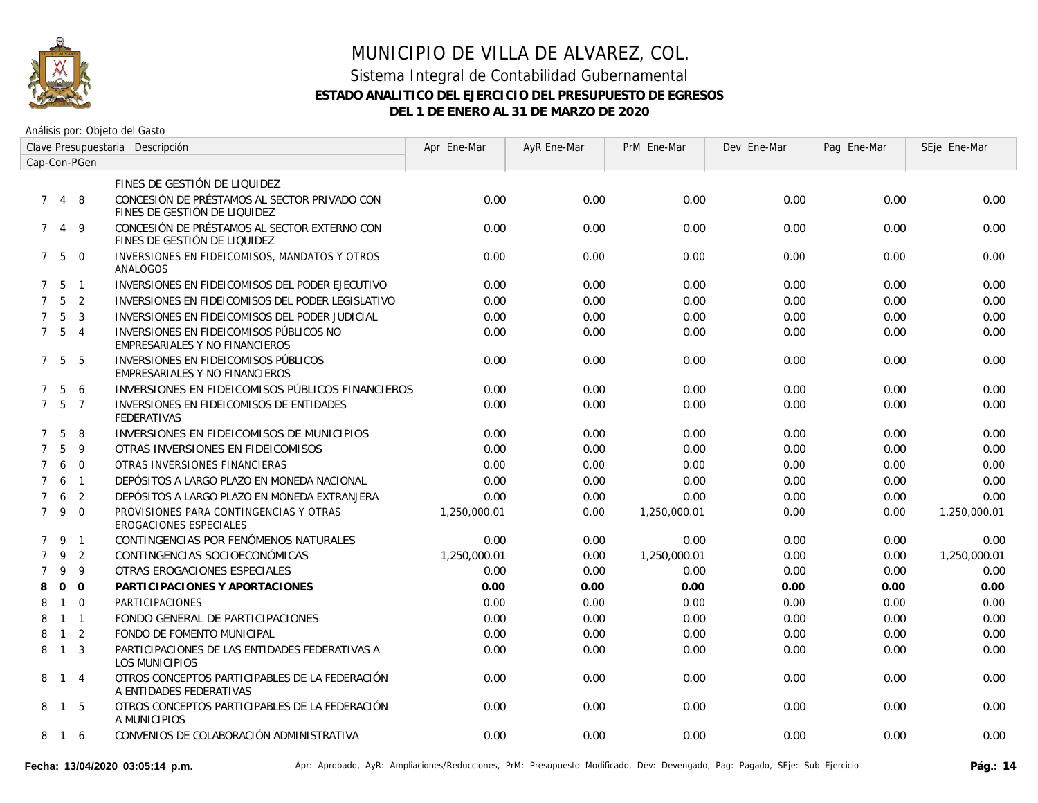# MUNICIPIO DE VILLA DE ALVAREZ, COL.

## Sistema Integral de Contabilidad Gubernamental

### ESTADO ANALITICO DEL EJERCICIO DEL PRESUPUESTO DE EGRESOS

### DEL 1 DE ENERO AL 31 DE MARZO DE 2020

Análisis por: Objeto del Gasto

| Clave Presupuestaria Cap-Con-PGen | Descripción | Apr Ene-Mar | AyR Ene-Mar | PrM Ene-Mar | Dev Ene-Mar | Pag Ene-Mar | SEje Ene-Mar |
|---|---|---|---|---|---|---|---|
| | FINES DE GESTIÓN DE LIQUIDEZ | | | | | | |
| 7 4 8 | CONCESIÓN DE PRÉSTAMOS AL SECTOR PRIVADO CON FINES DE GESTIÓN DE LIQUIDEZ | 0.00 | 0.00 | 0.00 | 0.00 | 0.00 | 0.00 |
| 7 4 9 | CONCESIÓN DE PRÉSTAMOS AL SECTOR EXTERNO CON FINES DE GESTIÓN DE LIQUIDEZ | 0.00 | 0.00 | 0.00 | 0.00 | 0.00 | 0.00 |
| 7 5 0 | INVERSIONES EN FIDEICOMISOS, MANDATOS Y OTROS ANALOGOS | 0.00 | 0.00 | 0.00 | 0.00 | 0.00 | 0.00 |
| 7 5 1 | INVERSIONES EN FIDEICOMISOS DEL PODER EJECUTIVO | 0.00 | 0.00 | 0.00 | 0.00 | 0.00 | 0.00 |
| 7 5 2 | INVERSIONES EN FIDEICOMISOS DEL PODER LEGISLATIVO | 0.00 | 0.00 | 0.00 | 0.00 | 0.00 | 0.00 |
| 7 5 3 | INVERSIONES EN FIDEICOMISOS DEL PODER JUDICIAL | 0.00 | 0.00 | 0.00 | 0.00 | 0.00 | 0.00 |
| 7 5 4 | INVERSIONES EN FIDEICOMISOS PÚBLICOS NO EMPRESARIALES Y NO FINANCIEROS | 0.00 | 0.00 | 0.00 | 0.00 | 0.00 | 0.00 |
| 7 5 5 | INVERSIONES EN FIDEICOMISOS PÚBLICOS EMPRESARIALES Y NO FINANCIEROS | 0.00 | 0.00 | 0.00 | 0.00 | 0.00 | 0.00 |
| 7 5 6 | INVERSIONES EN FIDEICOMISOS PÚBLICOS FINANCIEROS | 0.00 | 0.00 | 0.00 | 0.00 | 0.00 | 0.00 |
| 7 5 7 | INVERSIONES EN FIDEICOMISOS DE ENTIDADES FEDERATIVAS | 0.00 | 0.00 | 0.00 | 0.00 | 0.00 | 0.00 |
| 7 5 8 | INVERSIONES EN FIDEICOMISOS DE MUNICIPIOS | 0.00 | 0.00 | 0.00 | 0.00 | 0.00 | 0.00 |
| 7 5 9 | OTRAS INVERSIONES EN FIDEICOMISOS | 0.00 | 0.00 | 0.00 | 0.00 | 0.00 | 0.00 |
| 7 6 0 | OTRAS INVERSIONES FINANCIERAS | 0.00 | 0.00 | 0.00 | 0.00 | 0.00 | 0.00 |
| 7 6 1 | DEPÓSITOS A LARGO PLAZO EN MONEDA NACIONAL | 0.00 | 0.00 | 0.00 | 0.00 | 0.00 | 0.00 |
| 7 6 2 | DEPÓSITOS A LARGO PLAZO EN MONEDA EXTRANJERA | 0.00 | 0.00 | 0.00 | 0.00 | 0.00 | 0.00 |
| 7 9 0 | PROVISIONES PARA CONTINGENCIAS Y OTRAS EROGACIONES ESPECIALES | 1,250,000.01 | 0.00 | 1,250,000.01 | 0.00 | 0.00 | 1,250,000.01 |
| 7 9 1 | CONTINGENCIAS POR FENÓMENOS NATURALES | 0.00 | 0.00 | 0.00 | 0.00 | 0.00 | 0.00 |
| 7 9 2 | CONTINGENCIAS SOCIOECONÓMICAS | 1,250,000.01 | 0.00 | 1,250,000.01 | 0.00 | 0.00 | 1,250,000.01 |
| 7 9 9 | OTRAS EROGACIONES ESPECIALES | 0.00 | 0.00 | 0.00 | 0.00 | 0.00 | 0.00 |
| **8 0 0** | **PARTICIPACIONES Y APORTACIONES** | **0.00** | **0.00** | **0.00** | **0.00** | **0.00** | **0.00** |
| 8 1 0 | PARTICIPACIONES | 0.00 | 0.00 | 0.00 | 0.00 | 0.00 | 0.00 |
| 8 1 1 | FONDO GENERAL DE PARTICIPACIONES | 0.00 | 0.00 | 0.00 | 0.00 | 0.00 | 0.00 |
| 8 1 2 | FONDO DE FOMENTO MUNICIPAL | 0.00 | 0.00 | 0.00 | 0.00 | 0.00 | 0.00 |
| 8 1 3 | PARTICIPACIONES DE LAS ENTIDADES FEDERATIVAS A LOS MUNICIPIOS | 0.00 | 0.00 | 0.00 | 0.00 | 0.00 | 0.00 |
| 8 1 4 | OTROS CONCEPTOS PARTICIPABLES DE LA FEDERACIÓN A ENTIDADES FEDERATIVAS | 0.00 | 0.00 | 0.00 | 0.00 | 0.00 | 0.00 |
| 8 1 5 | OTROS CONCEPTOS PARTICIPABLES DE LA FEDERACIÓN A MUNICIPIOS | 0.00 | 0.00 | 0.00 | 0.00 | 0.00 | 0.00 |
| 8 1 6 | CONVENIOS DE COLABORACIÓN ADMINISTRATIVA | 0.00 | 0.00 | 0.00 | 0.00 | 0.00 | 0.00 |

**Fecha: 13/04/2020 03:05:14 p.m.** Apr: Aprobado, AyR: Ampliaciones/Reducciones, PrM: Presupuesto Modificado, Dev: Devengado, Pag: Pagado, SEje: Sub Ejercicio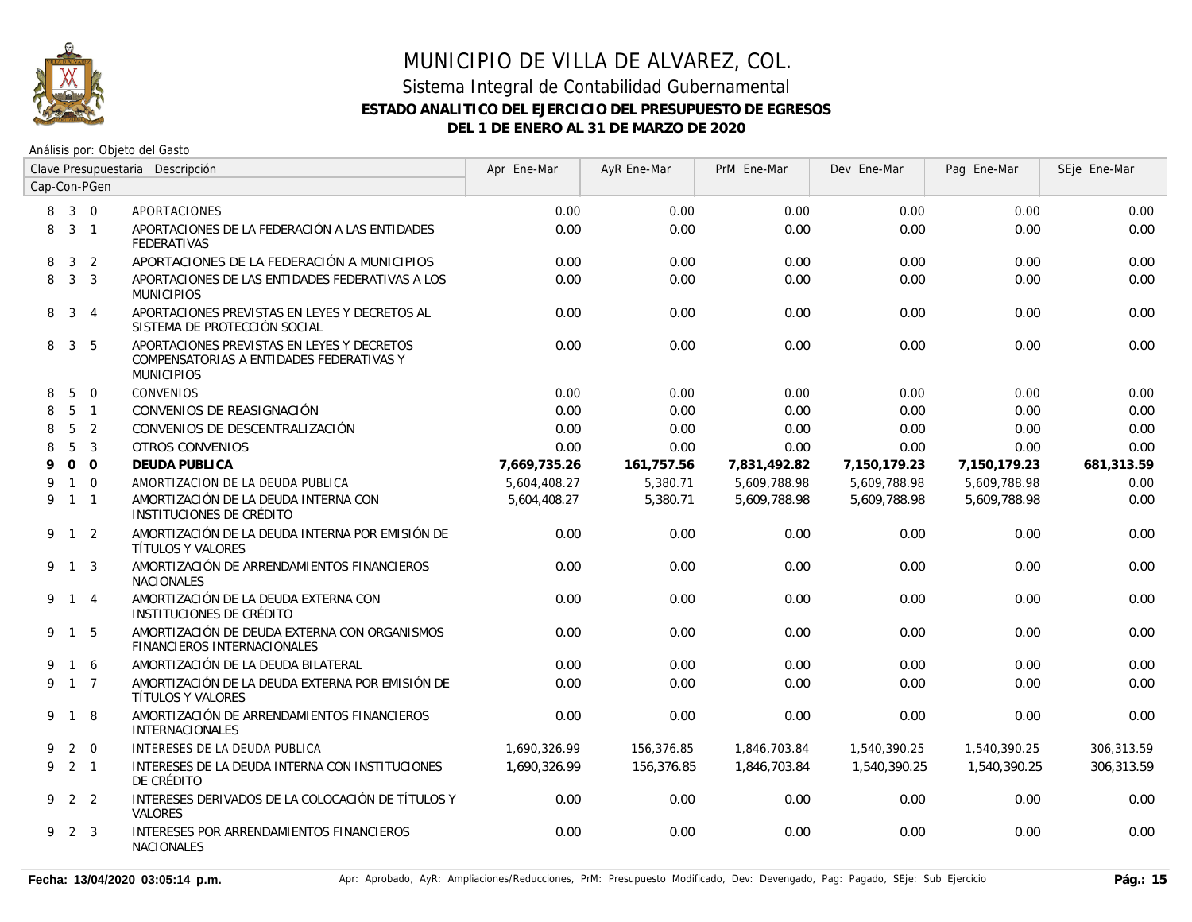# MUNICIPIO DE VILLA DE ALVAREZ, COL.

## Sistema Integral de Contabilidad Gubernamental

### ESTADO ANALITICO DEL EJERCICIO DEL PRESUPUESTO DE EGRESOS

### DEL 1 DE ENERO AL 31 DE MARZO DE 2020

Análisis por: Objeto del Gasto

| Clave Presupuestaria Cap-Con-PGen | Descripción | Apr Ene-Mar | AyR Ene-Mar | PrM Ene-Mar | Dev Ene-Mar | Pag Ene-Mar | SEje Ene-Mar |
|---|---|---|---|---|---|---|---|
| 8 3 0 | APORTACIONES | 0.00 | 0.00 | 0.00 | 0.00 | 0.00 | 0.00 |
| 8 3 1 | APORTACIONES DE LA FEDERACIÓN A LAS ENTIDADES FEDERATIVAS | 0.00 | 0.00 | 0.00 | 0.00 | 0.00 | 0.00 |
| 8 3 2 | APORTACIONES DE LA FEDERACIÓN A MUNICIPIOS | 0.00 | 0.00 | 0.00 | 0.00 | 0.00 | 0.00 |
| 8 3 3 | APORTACIONES DE LAS ENTIDADES FEDERATIVAS A LOS MUNICIPIOS | 0.00 | 0.00 | 0.00 | 0.00 | 0.00 | 0.00 |
| 8 3 4 | APORTACIONES PREVISTAS EN LEYES Y DECRETOS AL SISTEMA DE PROTECCIÓN SOCIAL | 0.00 | 0.00 | 0.00 | 0.00 | 0.00 | 0.00 |
| 8 3 5 | APORTACIONES PREVISTAS EN LEYES Y DECRETOS COMPENSATORIAS A ENTIDADES FEDERATIVAS Y MUNICIPIOS | 0.00 | 0.00 | 0.00 | 0.00 | 0.00 | 0.00 |
| 8 5 0 | CONVENIOS | 0.00 | 0.00 | 0.00 | 0.00 | 0.00 | 0.00 |
| 8 5 1 | CONVENIOS DE REASIGNACIÓN | 0.00 | 0.00 | 0.00 | 0.00 | 0.00 | 0.00 |
| 8 5 2 | CONVENIOS DE DESCENTRALIZACIÓN | 0.00 | 0.00 | 0.00 | 0.00 | 0.00 | 0.00 |
| 8 5 3 | OTROS CONVENIOS | 0.00 | 0.00 | 0.00 | 0.00 | 0.00 | 0.00 |
| **9 0 0** | **DEUDA PUBLICA** | **7,669,735.26** | **161,757.56** | **7,831,492.82** | **7,150,179.23** | **7,150,179.23** | **681,313.59** |
| 9 1 0 | AMORTIZACION DE LA DEUDA PUBLICA | 5,604,408.27 | 5,380.71 | 5,609,788.98 | 5,609,788.98 | 5,609,788.98 | 0.00 |
| 9 1 1 | AMORTIZACIÓN DE LA DEUDA INTERNA CON INSTITUCIONES DE CRÉDITO | 5,604,408.27 | 5,380.71 | 5,609,788.98 | 5,609,788.98 | 5,609,788.98 | 0.00 |
| 9 1 2 | AMORTIZACIÓN DE LA DEUDA INTERNA POR EMISIÓN DE TÍTULOS Y VALORES | 0.00 | 0.00 | 0.00 | 0.00 | 0.00 | 0.00 |
| 9 1 3 | AMORTIZACIÓN DE ARRENDAMIENTOS FINANCIEROS NACIONALES | 0.00 | 0.00 | 0.00 | 0.00 | 0.00 | 0.00 |
| 9 1 4 | AMORTIZACIÓN DE LA DEUDA EXTERNA CON INSTITUCIONES DE CRÉDITO | 0.00 | 0.00 | 0.00 | 0.00 | 0.00 | 0.00 |
| 9 1 5 | AMORTIZACIÓN DE DEUDA EXTERNA CON ORGANISMOS FINANCIEROS INTERNACIONALES | 0.00 | 0.00 | 0.00 | 0.00 | 0.00 | 0.00 |
| 9 1 6 | AMORTIZACIÓN DE LA DEUDA BILATERAL | 0.00 | 0.00 | 0.00 | 0.00 | 0.00 | 0.00 |
| 9 1 7 | AMORTIZACIÓN DE LA DEUDA EXTERNA POR EMISIÓN DE TÍTULOS Y VALORES | 0.00 | 0.00 | 0.00 | 0.00 | 0.00 | 0.00 |
| 9 1 8 | AMORTIZACIÓN DE ARRENDAMIENTOS FINANCIEROS INTERNACIONALES | 0.00 | 0.00 | 0.00 | 0.00 | 0.00 | 0.00 |
| 9 2 0 | INTERESES DE LA DEUDA PUBLICA | 1,690,326.99 | 156,376.85 | 1,846,703.84 | 1,540,390.25 | 1,540,390.25 | 306,313.59 |
| 9 2 1 | INTERESES DE LA DEUDA INTERNA CON INSTITUCIONES DE CRÉDITO | 1,690,326.99 | 156,376.85 | 1,846,703.84 | 1,540,390.25 | 1,540,390.25 | 306,313.59 |
| 9 2 2 | INTERESES DERIVADOS DE LA COLOCACIÓN DE TÍTULOS Y VALORES | 0.00 | 0.00 | 0.00 | 0.00 | 0.00 | 0.00 |
| 9 2 3 | INTERESES POR ARRENDAMIENTOS FINANCIEROS NACIONALES | 0.00 | 0.00 | 0.00 | 0.00 | 0.00 | 0.00 |

Fecha: 13/04/2020 03:05:14 p.m.

Apr: Aprobado, AyR: Ampliaciones/Reducciones, PrM: Presupuesto Modificado, Dev: Devengado, Pag: Pagado, SEje: Sub Ejercicio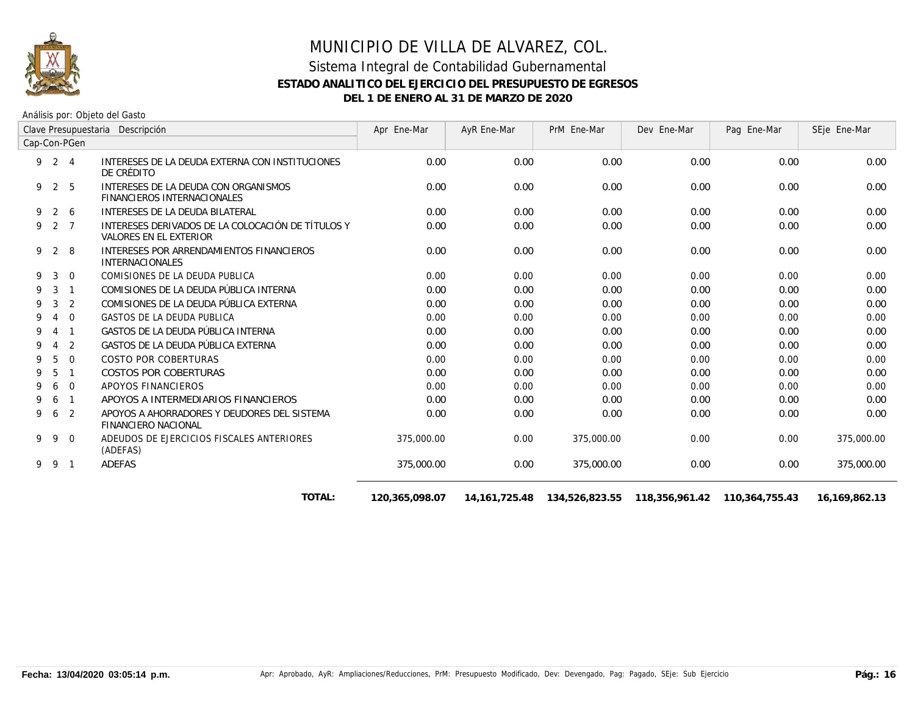# MUNICIPIO DE VILLA DE ALVAREZ, COL.

## Sistema Integral de Contabilidad Gubernamental

### ESTADO ANALITICO DEL EJERCICIO DEL PRESUPUESTO DE EGRESOS

### DEL 1 DE ENERO AL 31 DE MARZO DE 2020

Análisis por: Objeto del Gasto

| Clave Presupuestaria Cap-Con-PGen | Descripción | Apr Ene-Mar | AyR Ene-Mar | PrM Ene-Mar | Dev Ene-Mar | Pag Ene-Mar | SEje Ene-Mar |
|---|---|---|---|---|---|---|---|
| 9 2 4 | INTERESES DE LA DEUDA EXTERNA CON INSTITUCIONES DE CRÉDITO | 0.00 | 0.00 | 0.00 | 0.00 | 0.00 | 0.00 |
| 9 2 5 | INTERESES DE LA DEUDA CON ORGANISMOS FINANCIEROS INTERNACIONALES | 0.00 | 0.00 | 0.00 | 0.00 | 0.00 | 0.00 |
| 9 2 6 | INTERESES DE LA DEUDA BILATERAL | 0.00 | 0.00 | 0.00 | 0.00 | 0.00 | 0.00 |
| 9 2 7 | INTERESES DERIVADOS DE LA COLOCACIÓN DE TÍTULOS Y VALORES EN EL EXTERIOR | 0.00 | 0.00 | 0.00 | 0.00 | 0.00 | 0.00 |
| 9 2 8 | INTERESES POR ARRENDAMIENTOS FINANCIEROS INTERNACIONALES | 0.00 | 0.00 | 0.00 | 0.00 | 0.00 | 0.00 |
| 9 3 0 | COMISIONES DE LA DEUDA PUBLICA | 0.00 | 0.00 | 0.00 | 0.00 | 0.00 | 0.00 |
| 9 3 1 | COMISIONES DE LA DEUDA PÚBLICA INTERNA | 0.00 | 0.00 | 0.00 | 0.00 | 0.00 | 0.00 |
| 9 3 2 | COMISIONES DE LA DEUDA PÚBLICA EXTERNA | 0.00 | 0.00 | 0.00 | 0.00 | 0.00 | 0.00 |
| 9 4 0 | GASTOS DE LA DEUDA PUBLICA | 0.00 | 0.00 | 0.00 | 0.00 | 0.00 | 0.00 |
| 9 4 1 | GASTOS DE LA DEUDA PÚBLICA INTERNA | 0.00 | 0.00 | 0.00 | 0.00 | 0.00 | 0.00 |
| 9 4 2 | GASTOS DE LA DEUDA PÚBLICA EXTERNA | 0.00 | 0.00 | 0.00 | 0.00 | 0.00 | 0.00 |
| 9 5 0 | COSTO POR COBERTURAS | 0.00 | 0.00 | 0.00 | 0.00 | 0.00 | 0.00 |
| 9 5 1 | COSTOS POR COBERTURAS | 0.00 | 0.00 | 0.00 | 0.00 | 0.00 | 0.00 |
| 9 6 0 | APOYOS FINANCIEROS | 0.00 | 0.00 | 0.00 | 0.00 | 0.00 | 0.00 |
| 9 6 1 | APOYOS A INTERMEDIARIOS FINANCIEROS | 0.00 | 0.00 | 0.00 | 0.00 | 0.00 | 0.00 |
| 9 6 2 | APOYOS A AHORRADORES Y DEUDORES DEL SISTEMA FINANCIERO NACIONAL | 0.00 | 0.00 | 0.00 | 0.00 | 0.00 | 0.00 |
| 9 9 0 | ADEUDOS DE EJERCICIOS FISCALES ANTERIORES (ADEFAS) | 375,000.00 | 0.00 | 375,000.00 | 0.00 | 0.00 | 375,000.00 |
| 9 9 1 | ADEFAS | 375,000.00 | 0.00 | 375,000.00 | 0.00 | 0.00 | 375,000.00 |
| | **TOTAL:** | **120,365,098.07** | **14,161,725.48** | **134,526,823.55** | **118,356,961.42** | **110,364,755.43** | **16,169,862.13** |

**Fecha: 13/04/2020 03:05:14 p.m.**

Apr: Aprobado, AyR: Ampliaciones/Reducciones, PrM: Presupuesto Modificado, Dev: Devengado, Pag: Pagado, SEje: Sub Ejercicio